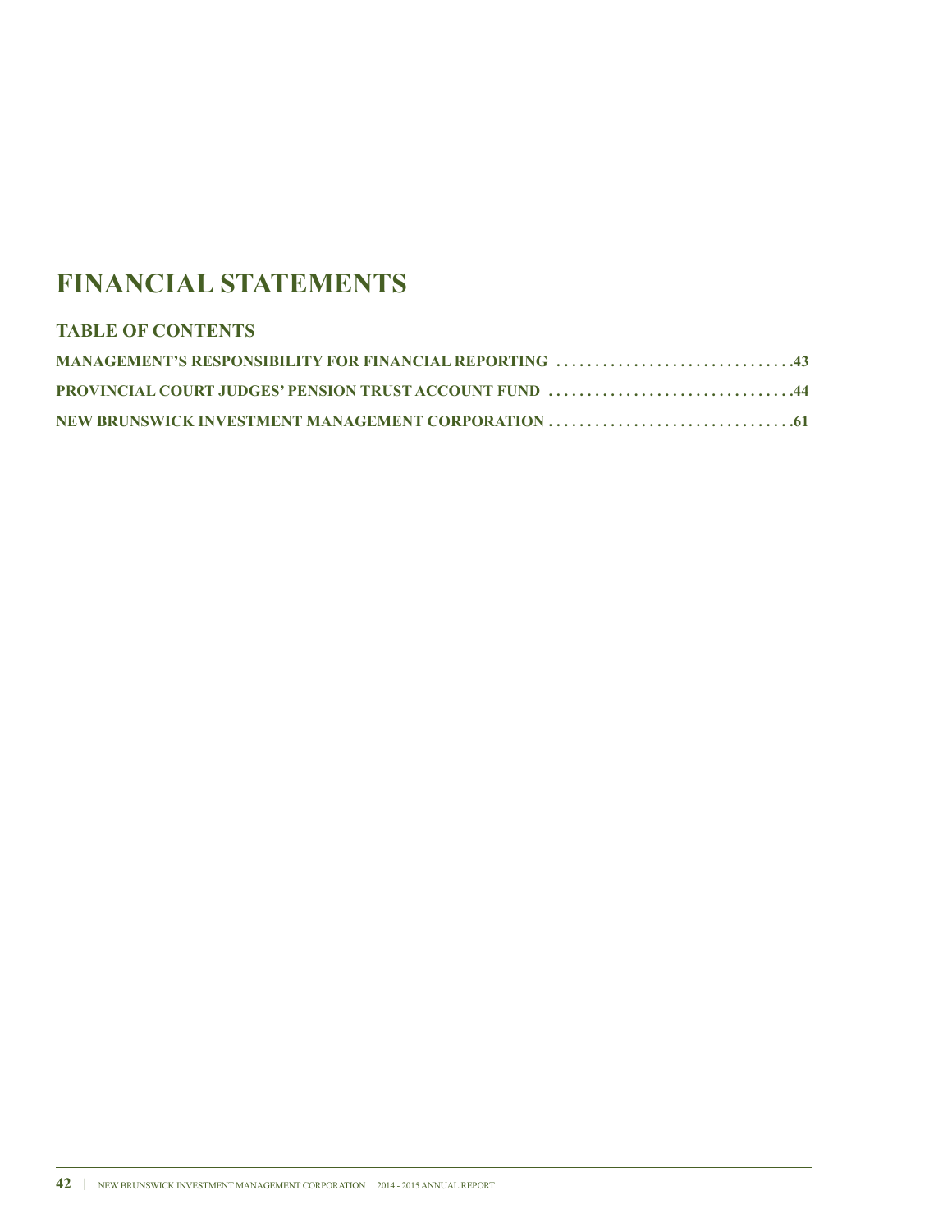# FINANCIAL STATEMENTS

## TABLE OF CONTENTS

**MANAGEMENT'S RESPONSIBILITY FOR FINANCIAL REPORTING . . . . . . . . . . . . . . . . . . . . . . . . . . . . . . .43**

**PROVINCIAL COURT JUDGES' PENSION TRUST ACCOUNT FUND . . . . . . . . . . . . . . . . . . . . . . . . . . . . . . .44**

**NEW BRUNSWICK INVESTMENT MANAGEMENT CORPORATION . . . . . . . . . . . . . . . . . . . . . . . . . . . . . . . .61**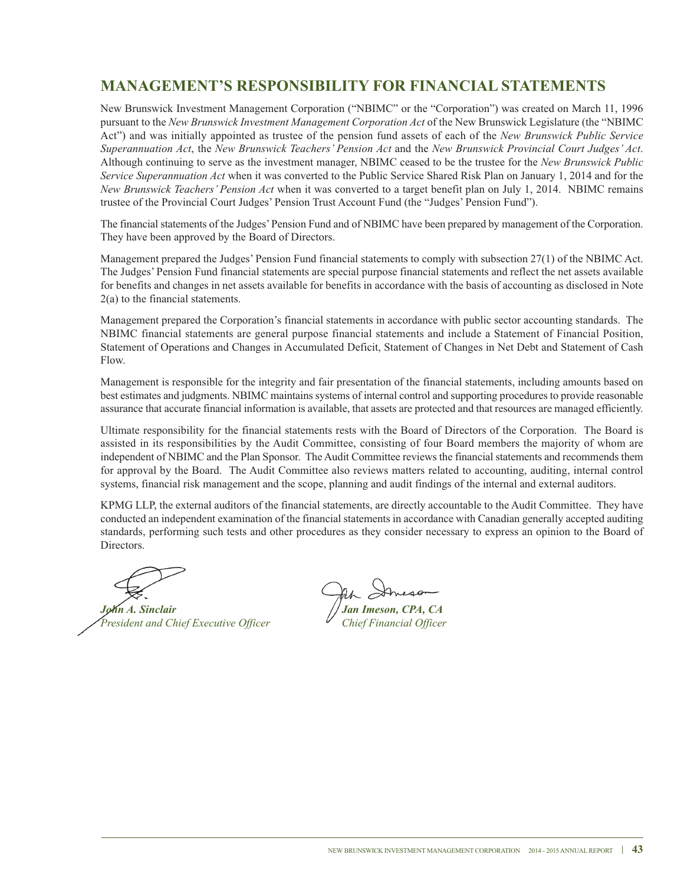# MANAGEMENT'S RESPONSIBILITY FOR FINANCIAL STATEMENTS

New Brunswick Investment Management Corporation ("NBIMC" or the "Corporation") was created on March 11, 1996 pursuant to the *New Brunswick Investment Management Corporation Act* of the New Brunswick Legislature (the "NBIMC Act") and was initially appointed as trustee of the pension fund assets of each of the *New Brunswick Public Service Superannuation Act*, the *New Brunswick Teachers' Pension Act* and the *New Brunswick Provincial Court Judges' Act*. Although continuing to serve as the investment manager, NBIMC ceased to be the trustee for the *New Brunswick Public Service Superannuation Act* when it was converted to the Public Service Shared Risk Plan on January 1, 2014 and for the *New Brunswick Teachers' Pension Act* when it was converted to a target benefit plan on July 1, 2014. NBIMC remains trustee of the Provincial Court Judges' Pension Trust Account Fund (the "Judges' Pension Fund").

The financial statements of the Judges' Pension Fund and of NBIMC have been prepared by management of the Corporation. They have been approved by the Board of Directors.

Management prepared the Judges' Pension Fund financial statements to comply with subsection 27(1) of the NBIMC Act. The Judges' Pension Fund financial statements are special purpose financial statements and reflect the net assets available for benefits and changes in net assets available for benefits in accordance with the basis of accounting as disclosed in Note 2(a) to the financial statements.

Management prepared the Corporation's financial statements in accordance with public sector accounting standards. The NBIMC financial statements are general purpose financial statements and include a Statement of Financial Position, Statement of Operations and Changes in Accumulated Deficit, Statement of Changes in Net Debt and Statement of Cash Flow.

Management is responsible for the integrity and fair presentation of the financial statements, including amounts based on best estimates and judgments. NBIMC maintains systems of internal control and supporting procedures to provide reasonable assurance that accurate financial information is available, that assets are protected and that resources are managed efficiently.

Ultimate responsibility for the financial statements rests with the Board of Directors of the Corporation. The Board is assisted in its responsibilities by the Audit Committee, consisting of four Board members the majority of whom are independent of NBIMC and the Plan Sponsor. The Audit Committee reviews the financial statements and recommends them for approval by the Board. The Audit Committee also reviews matters related to accounting, auditing, internal control systems, financial risk management and the scope, planning and audit findings of the internal and external auditors.

KPMG LLP, the external auditors of the financial statements, are directly accountable to the Audit Committee. They have conducted an independent examination of the financial statements in accordance with Canadian generally accepted auditing standards, performing such tests and other procedures as they consider necessary to express an opinion to the Board of Directors.

***John A. Sinclair***
*President and Chief Executive Officer*

***Jan Imeson, CPA, CA***
*Chief Financial Officer*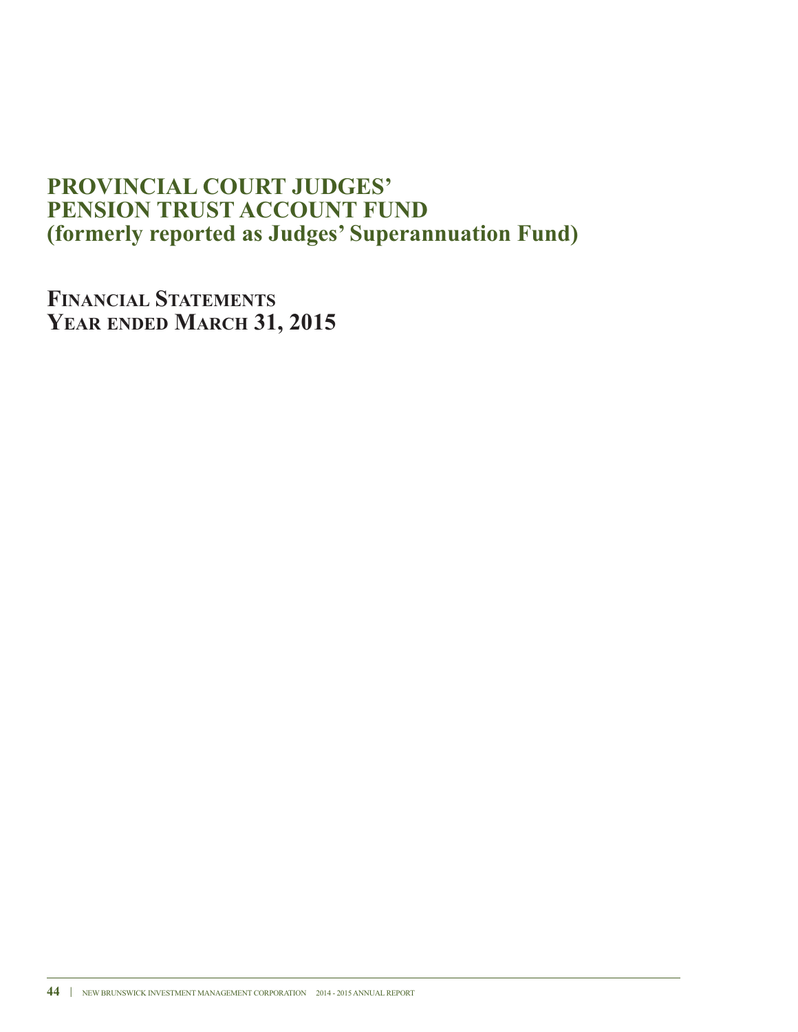# PROVINCIAL COURT JUDGES' PENSION TRUST ACCOUNT FUND (formerly reported as Judges' Superannuation Fund)

## FINANCIAL STATEMENTS YEAR ENDED MARCH 31, 2015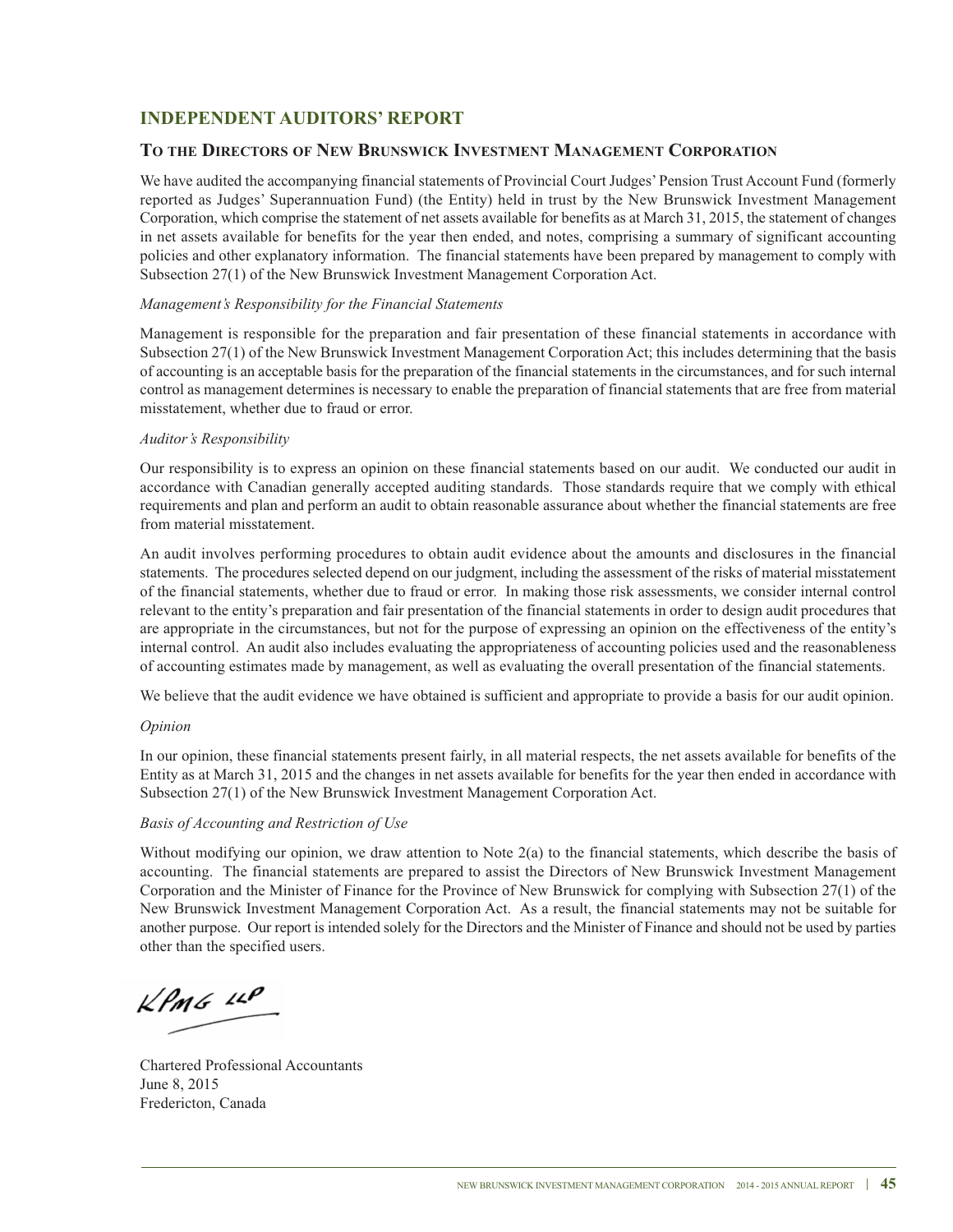## INDEPENDENT AUDITORS' REPORT

### To the Directors of New Brunswick Investment Management Corporation

We have audited the accompanying financial statements of Provincial Court Judges' Pension Trust Account Fund (formerly reported as Judges' Superannuation Fund) (the Entity) held in trust by the New Brunswick Investment Management Corporation, which comprise the statement of net assets available for benefits as at March 31, 2015, the statement of changes in net assets available for benefits for the year then ended, and notes, comprising a summary of significant accounting policies and other explanatory information. The financial statements have been prepared by management to comply with Subsection 27(1) of the New Brunswick Investment Management Corporation Act.

*Management's Responsibility for the Financial Statements*

Management is responsible for the preparation and fair presentation of these financial statements in accordance with Subsection 27(1) of the New Brunswick Investment Management Corporation Act; this includes determining that the basis of accounting is an acceptable basis for the preparation of the financial statements in the circumstances, and for such internal control as management determines is necessary to enable the preparation of financial statements that are free from material misstatement, whether due to fraud or error.

*Auditor's Responsibility*

Our responsibility is to express an opinion on these financial statements based on our audit. We conducted our audit in accordance with Canadian generally accepted auditing standards. Those standards require that we comply with ethical requirements and plan and perform an audit to obtain reasonable assurance about whether the financial statements are free from material misstatement.

An audit involves performing procedures to obtain audit evidence about the amounts and disclosures in the financial statements. The procedures selected depend on our judgment, including the assessment of the risks of material misstatement of the financial statements, whether due to fraud or error. In making those risk assessments, we consider internal control relevant to the entity's preparation and fair presentation of the financial statements in order to design audit procedures that are appropriate in the circumstances, but not for the purpose of expressing an opinion on the effectiveness of the entity's internal control. An audit also includes evaluating the appropriateness of accounting policies used and the reasonableness of accounting estimates made by management, as well as evaluating the overall presentation of the financial statements.

We believe that the audit evidence we have obtained is sufficient and appropriate to provide a basis for our audit opinion.

*Opinion*

In our opinion, these financial statements present fairly, in all material respects, the net assets available for benefits of the Entity as at March 31, 2015 and the changes in net assets available for benefits for the year then ended in accordance with Subsection 27(1) of the New Brunswick Investment Management Corporation Act.

*Basis of Accounting and Restriction of Use*

Without modifying our opinion, we draw attention to Note 2(a) to the financial statements, which describe the basis of accounting. The financial statements are prepared to assist the Directors of New Brunswick Investment Management Corporation and the Minister of Finance for the Province of New Brunswick for complying with Subsection 27(1) of the New Brunswick Investment Management Corporation Act. As a result, the financial statements may not be suitable for another purpose. Our report is intended solely for the Directors and the Minister of Finance and should not be used by parties other than the specified users.

KPMG LLP

Chartered Professional Accountants
June 8, 2015
Fredericton, Canada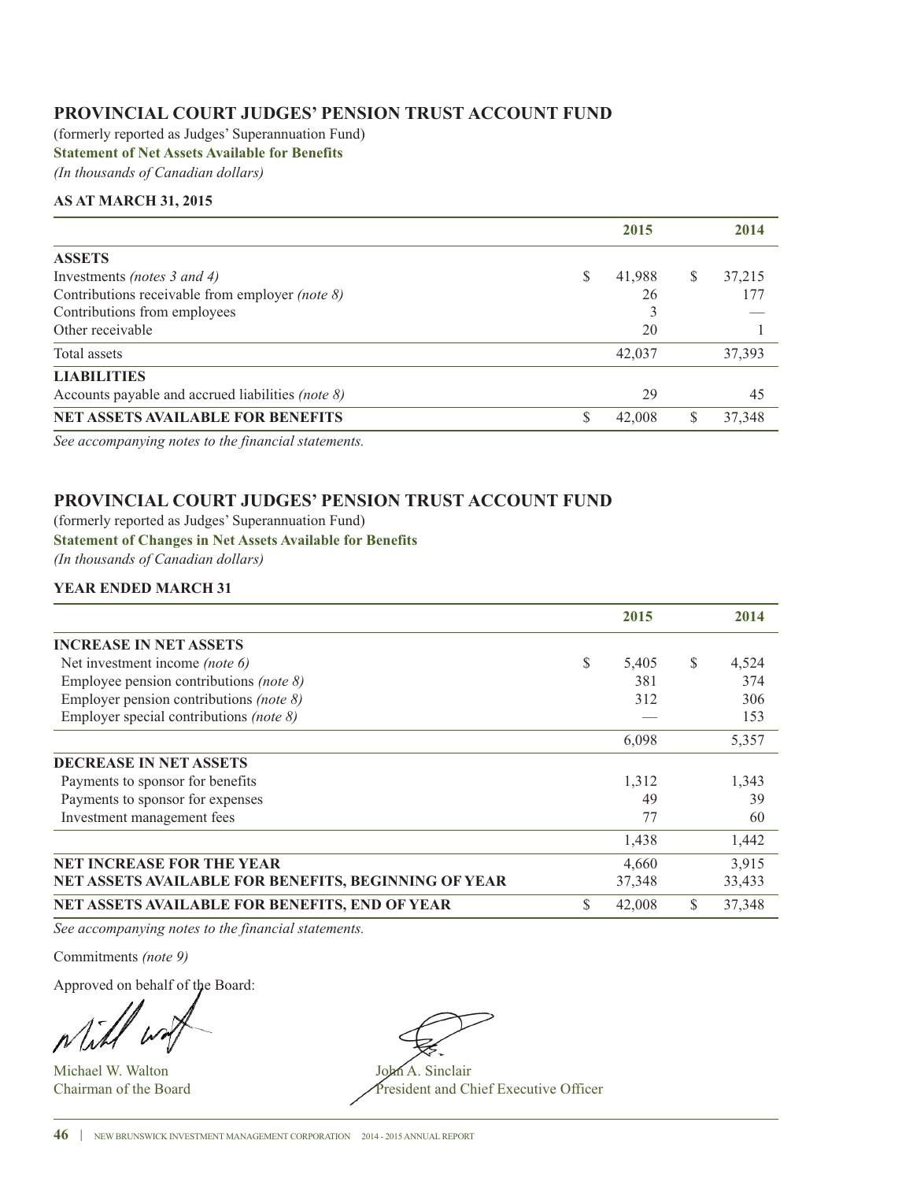## PROVINCIAL COURT JUDGES' PENSION TRUST ACCOUNT FUND

(formerly reported as Judges' Superannuation Fund)

**Statement of Net Assets Available for Benefits**

*(In thousands of Canadian dollars)*

**AS AT MARCH 31, 2015**

| | 2015 | 2014 |
|---|---|---|
| **ASSETS** | | |
| Investments *(notes 3 and 4)* | $ 41,988 | $ 37,215 |
| Contributions receivable from employer *(note 8)* | 26 | 177 |
| Contributions from employees | 3 | — |
| Other receivable | 20 | 1 |
| Total assets | 42,037 | 37,393 |
| **LIABILITIES** | | |
| Accounts payable and accrued liabilities *(note 8)* | 29 | 45 |
| **NET ASSETS AVAILABLE FOR BENEFITS** | $ 42,008 | $ 37,348 |

*See accompanying notes to the financial statements.*

## PROVINCIAL COURT JUDGES' PENSION TRUST ACCOUNT FUND

(formerly reported as Judges' Superannuation Fund)

**Statement of Changes in Net Assets Available for Benefits**

*(In thousands of Canadian dollars)*

**YEAR ENDED MARCH 31**

| | 2015 | 2014 |
|---|---|---|
| **INCREASE IN NET ASSETS** | | |
| Net investment income *(note 6)* | $ 5,405 | $ 4,524 |
| Employee pension contributions *(note 8)* | 381 | 374 |
| Employer pension contributions *(note 8)* | 312 | 306 |
| Employer special contributions *(note 8)* | — | 153 |
| | 6,098 | 5,357 |
| **DECREASE IN NET ASSETS** | | |
| Payments to sponsor for benefits | 1,312 | 1,343 |
| Payments to sponsor for expenses | 49 | 39 |
| Investment management fees | 77 | 60 |
| | 1,438 | 1,442 |
| **NET INCREASE FOR THE YEAR** | 4,660 | 3,915 |
| **NET ASSETS AVAILABLE FOR BENEFITS, BEGINNING OF YEAR** | 37,348 | 33,433 |
| **NET ASSETS AVAILABLE FOR BENEFITS, END OF YEAR** | $ 42,008 | $ 37,348 |

*See accompanying notes to the financial statements.*

Commitments *(note 9)*

Approved on behalf of the Board:

Michael W. Walton
Chairman of the Board

John A. Sinclair
President and Chief Executive Officer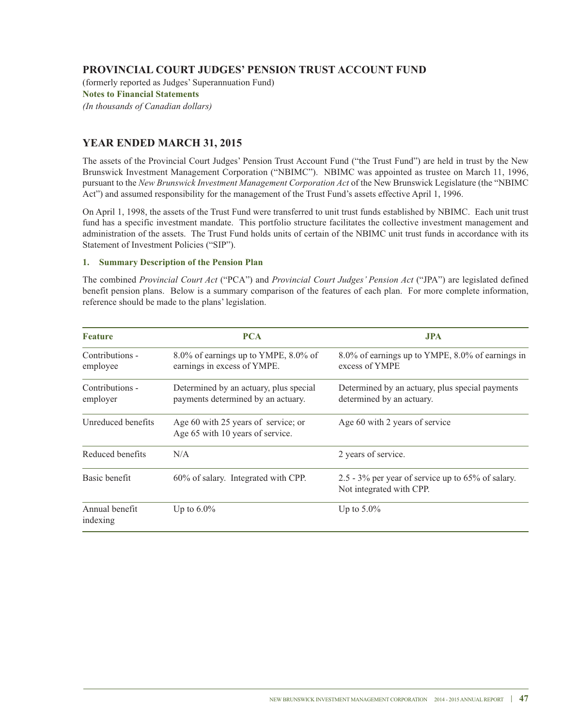## PROVINCIAL COURT JUDGES' PENSION TRUST ACCOUNT FUND

(formerly reported as Judges' Superannuation Fund)

**Notes to Financial Statements**

*(In thousands of Canadian dollars)*

## YEAR ENDED MARCH 31, 2015

The assets of the Provincial Court Judges' Pension Trust Account Fund ("the Trust Fund") are held in trust by the New Brunswick Investment Management Corporation ("NBIMC"). NBIMC was appointed as trustee on March 11, 1996, pursuant to the *New Brunswick Investment Management Corporation Act* of the New Brunswick Legislature (the "NBIMC Act") and assumed responsibility for the management of the Trust Fund's assets effective April 1, 1996.

On April 1, 1998, the assets of the Trust Fund were transferred to unit trust funds established by NBIMC. Each unit trust fund has a specific investment mandate. This portfolio structure facilitates the collective investment management and administration of the assets. The Trust Fund holds units of certain of the NBIMC unit trust funds in accordance with its Statement of Investment Policies ("SIP").

### 1. Summary Description of the Pension Plan

The combined *Provincial Court Act* ("PCA") and *Provincial Court Judges' Pension Act* ("JPA") are legislated defined benefit pension plans. Below is a summary comparison of the features of each plan. For more complete information, reference should be made to the plans' legislation.

| Feature | PCA | JPA |
|---|---|---|
| Contributions - employee | 8.0% of earnings up to YMPE, 8.0% of earnings in excess of YMPE. | 8.0% of earnings up to YMPE, 8.0% of earnings in excess of YMPE |
| Contributions - employer | Determined by an actuary, plus special payments determined by an actuary. | Determined by an actuary, plus special payments determined by an actuary. |
| Unreduced benefits | Age 60 with 25 years of service; or Age 65 with 10 years of service. | Age 60 with 2 years of service |
| Reduced benefits | N/A | 2 years of service. |
| Basic benefit | 60% of salary. Integrated with CPP. | 2.5 - 3% per year of service up to 65% of salary. Not integrated with CPP. |
| Annual benefit indexing | Up to 6.0% | Up to 5.0% |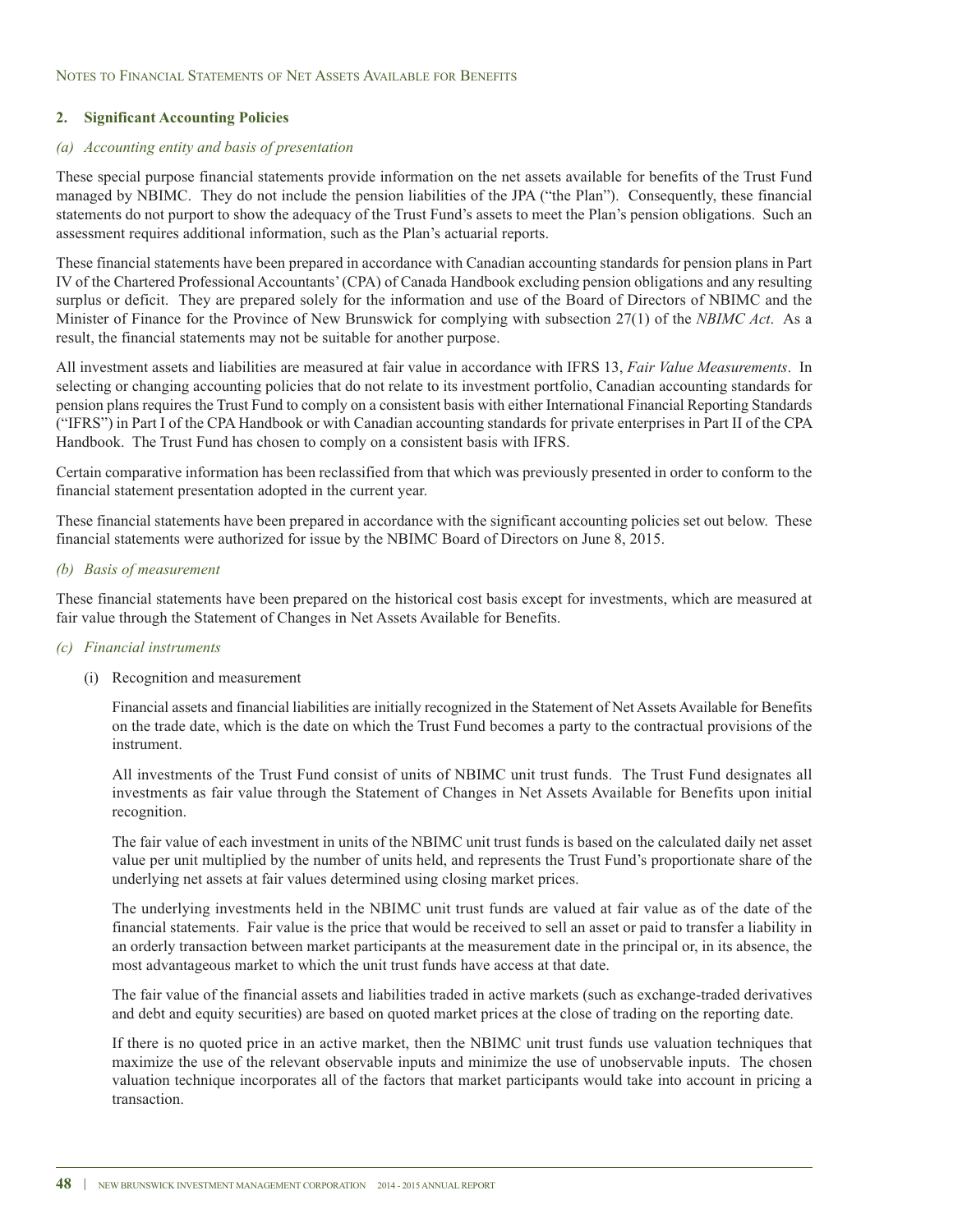## 2. Significant Accounting Policies

*(a) Accounting entity and basis of presentation*

These special purpose financial statements provide information on the net assets available for benefits of the Trust Fund managed by NBIMC. They do not include the pension liabilities of the JPA ("the Plan"). Consequently, these financial statements do not purport to show the adequacy of the Trust Fund's assets to meet the Plan's pension obligations. Such an assessment requires additional information, such as the Plan's actuarial reports.

These financial statements have been prepared in accordance with Canadian accounting standards for pension plans in Part IV of the Chartered Professional Accountants' (CPA) of Canada Handbook excluding pension obligations and any resulting surplus or deficit. They are prepared solely for the information and use of the Board of Directors of NBIMC and the Minister of Finance for the Province of New Brunswick for complying with subsection 27(1) of the *NBIMC Act*. As a result, the financial statements may not be suitable for another purpose.

All investment assets and liabilities are measured at fair value in accordance with IFRS 13, *Fair Value Measurements*. In selecting or changing accounting policies that do not relate to its investment portfolio, Canadian accounting standards for pension plans requires the Trust Fund to comply on a consistent basis with either International Financial Reporting Standards ("IFRS") in Part I of the CPA Handbook or with Canadian accounting standards for private enterprises in Part II of the CPA Handbook. The Trust Fund has chosen to comply on a consistent basis with IFRS.

Certain comparative information has been reclassified from that which was previously presented in order to conform to the financial statement presentation adopted in the current year.

These financial statements have been prepared in accordance with the significant accounting policies set out below. These financial statements were authorized for issue by the NBIMC Board of Directors on June 8, 2015.

*(b) Basis of measurement*

These financial statements have been prepared on the historical cost basis except for investments, which are measured at fair value through the Statement of Changes in Net Assets Available for Benefits.

*(c) Financial instruments*

(i) Recognition and measurement

Financial assets and financial liabilities are initially recognized in the Statement of Net Assets Available for Benefits on the trade date, which is the date on which the Trust Fund becomes a party to the contractual provisions of the instrument.

All investments of the Trust Fund consist of units of NBIMC unit trust funds. The Trust Fund designates all investments as fair value through the Statement of Changes in Net Assets Available for Benefits upon initial recognition.

The fair value of each investment in units of the NBIMC unit trust funds is based on the calculated daily net asset value per unit multiplied by the number of units held, and represents the Trust Fund's proportionate share of the underlying net assets at fair values determined using closing market prices.

The underlying investments held in the NBIMC unit trust funds are valued at fair value as of the date of the financial statements. Fair value is the price that would be received to sell an asset or paid to transfer a liability in an orderly transaction between market participants at the measurement date in the principal or, in its absence, the most advantageous market to which the unit trust funds have access at that date.

The fair value of the financial assets and liabilities traded in active markets (such as exchange-traded derivatives and debt and equity securities) are based on quoted market prices at the close of trading on the reporting date.

If there is no quoted price in an active market, then the NBIMC unit trust funds use valuation techniques that maximize the use of the relevant observable inputs and minimize the use of unobservable inputs. The chosen valuation technique incorporates all of the factors that market participants would take into account in pricing a transaction.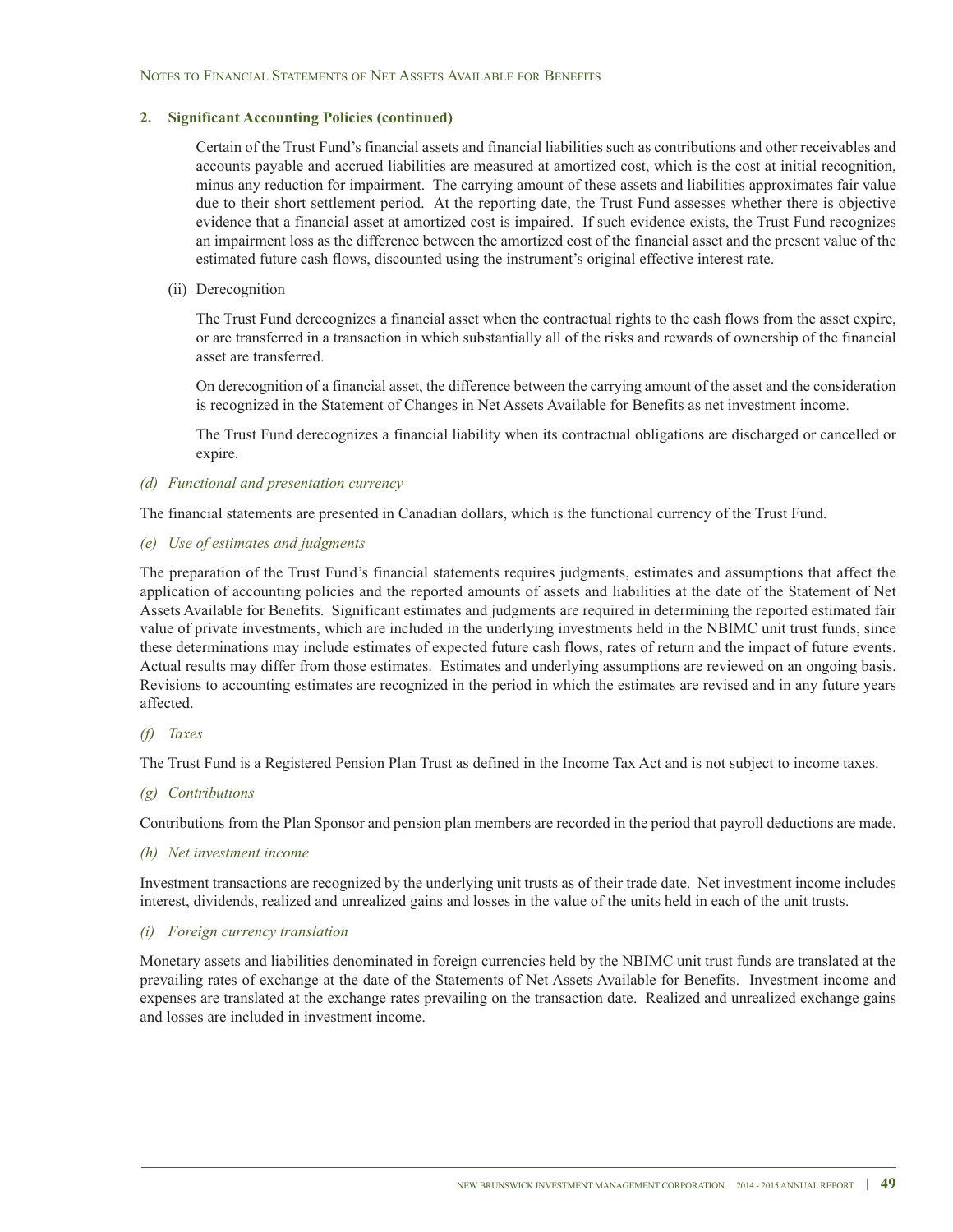## 2. Significant Accounting Policies (continued)

Certain of the Trust Fund's financial assets and financial liabilities such as contributions and other receivables and accounts payable and accrued liabilities are measured at amortized cost, which is the cost at initial recognition, minus any reduction for impairment. The carrying amount of these assets and liabilities approximates fair value due to their short settlement period. At the reporting date, the Trust Fund assesses whether there is objective evidence that a financial asset at amortized cost is impaired. If such evidence exists, the Trust Fund recognizes an impairment loss as the difference between the amortized cost of the financial asset and the present value of the estimated future cash flows, discounted using the instrument's original effective interest rate.

(ii) Derecognition

The Trust Fund derecognizes a financial asset when the contractual rights to the cash flows from the asset expire, or are transferred in a transaction in which substantially all of the risks and rewards of ownership of the financial asset are transferred.

On derecognition of a financial asset, the difference between the carrying amount of the asset and the consideration is recognized in the Statement of Changes in Net Assets Available for Benefits as net investment income.

The Trust Fund derecognizes a financial liability when its contractual obligations are discharged or cancelled or expire.

*(d) Functional and presentation currency*

The financial statements are presented in Canadian dollars, which is the functional currency of the Trust Fund.

*(e) Use of estimates and judgments*

The preparation of the Trust Fund's financial statements requires judgments, estimates and assumptions that affect the application of accounting policies and the reported amounts of assets and liabilities at the date of the Statement of Net Assets Available for Benefits. Significant estimates and judgments are required in determining the reported estimated fair value of private investments, which are included in the underlying investments held in the NBIMC unit trust funds, since these determinations may include estimates of expected future cash flows, rates of return and the impact of future events. Actual results may differ from those estimates. Estimates and underlying assumptions are reviewed on an ongoing basis. Revisions to accounting estimates are recognized in the period in which the estimates are revised and in any future years affected.

*(f) Taxes*

The Trust Fund is a Registered Pension Plan Trust as defined in the Income Tax Act and is not subject to income taxes.

*(g) Contributions*

Contributions from the Plan Sponsor and pension plan members are recorded in the period that payroll deductions are made.

*(h) Net investment income*

Investment transactions are recognized by the underlying unit trusts as of their trade date. Net investment income includes interest, dividends, realized and unrealized gains and losses in the value of the units held in each of the unit trusts.

*(i) Foreign currency translation*

Monetary assets and liabilities denominated in foreign currencies held by the NBIMC unit trust funds are translated at the prevailing rates of exchange at the date of the Statements of Net Assets Available for Benefits. Investment income and expenses are translated at the exchange rates prevailing on the transaction date. Realized and unrealized exchange gains and losses are included in investment income.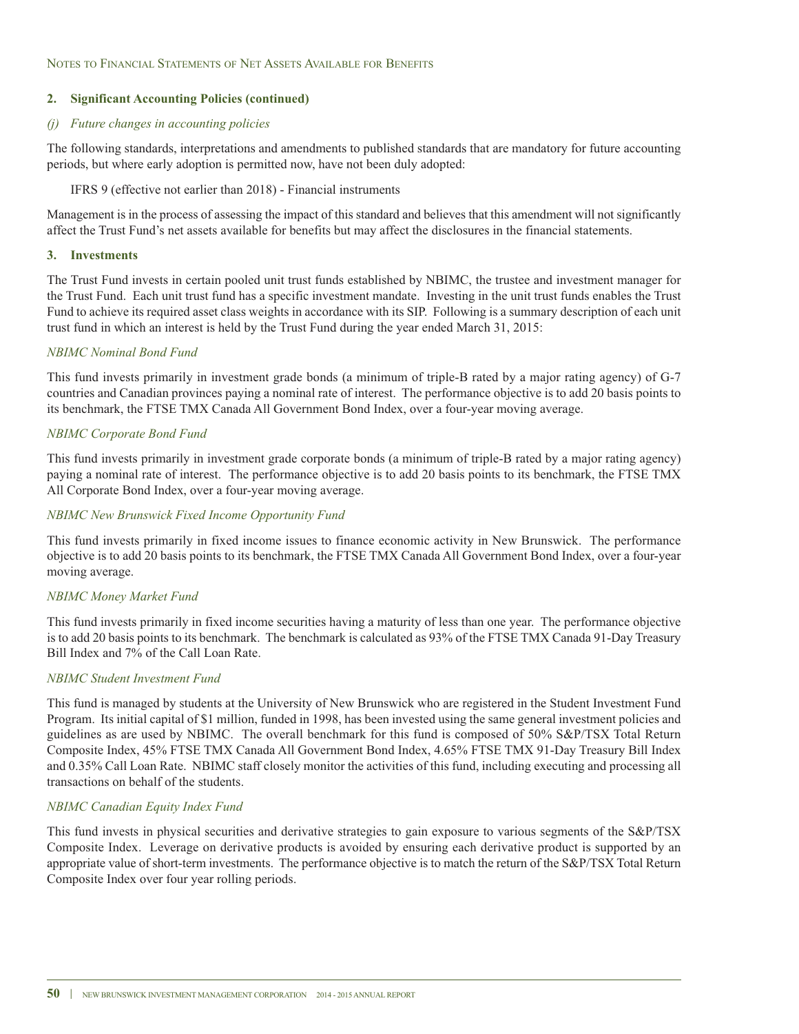## 2. Significant Accounting Policies (continued)

### *(j) Future changes in accounting policies*

The following standards, interpretations and amendments to published standards that are mandatory for future accounting periods, but where early adoption is permitted now, have not been duly adopted:

IFRS 9 (effective not earlier than 2018) - Financial instruments

Management is in the process of assessing the impact of this standard and believes that this amendment will not significantly affect the Trust Fund's net assets available for benefits but may affect the disclosures in the financial statements.

## 3. Investments

The Trust Fund invests in certain pooled unit trust funds established by NBIMC, the trustee and investment manager for the Trust Fund. Each unit trust fund has a specific investment mandate. Investing in the unit trust funds enables the Trust Fund to achieve its required asset class weights in accordance with its SIP. Following is a summary description of each unit trust fund in which an interest is held by the Trust Fund during the year ended March 31, 2015:

*NBIMC Nominal Bond Fund*

This fund invests primarily in investment grade bonds (a minimum of triple-B rated by a major rating agency) of G-7 countries and Canadian provinces paying a nominal rate of interest. The performance objective is to add 20 basis points to its benchmark, the FTSE TMX Canada All Government Bond Index, over a four-year moving average.

*NBIMC Corporate Bond Fund*

This fund invests primarily in investment grade corporate bonds (a minimum of triple-B rated by a major rating agency) paying a nominal rate of interest. The performance objective is to add 20 basis points to its benchmark, the FTSE TMX All Corporate Bond Index, over a four-year moving average.

*NBIMC New Brunswick Fixed Income Opportunity Fund*

This fund invests primarily in fixed income issues to finance economic activity in New Brunswick. The performance objective is to add 20 basis points to its benchmark, the FTSE TMX Canada All Government Bond Index, over a four-year moving average.

*NBIMC Money Market Fund*

This fund invests primarily in fixed income securities having a maturity of less than one year. The performance objective is to add 20 basis points to its benchmark. The benchmark is calculated as 93% of the FTSE TMX Canada 91-Day Treasury Bill Index and 7% of the Call Loan Rate.

*NBIMC Student Investment Fund*

This fund is managed by students at the University of New Brunswick who are registered in the Student Investment Fund Program. Its initial capital of $1 million, funded in 1998, has been invested using the same general investment policies and guidelines as are used by NBIMC. The overall benchmark for this fund is composed of 50% S&P/TSX Total Return Composite Index, 45% FTSE TMX Canada All Government Bond Index, 4.65% FTSE TMX 91-Day Treasury Bill Index and 0.35% Call Loan Rate. NBIMC staff closely monitor the activities of this fund, including executing and processing all transactions on behalf of the students.

*NBIMC Canadian Equity Index Fund*

This fund invests in physical securities and derivative strategies to gain exposure to various segments of the S&P/TSX Composite Index. Leverage on derivative products is avoided by ensuring each derivative product is supported by an appropriate value of short-term investments. The performance objective is to match the return of the S&P/TSX Total Return Composite Index over four year rolling periods.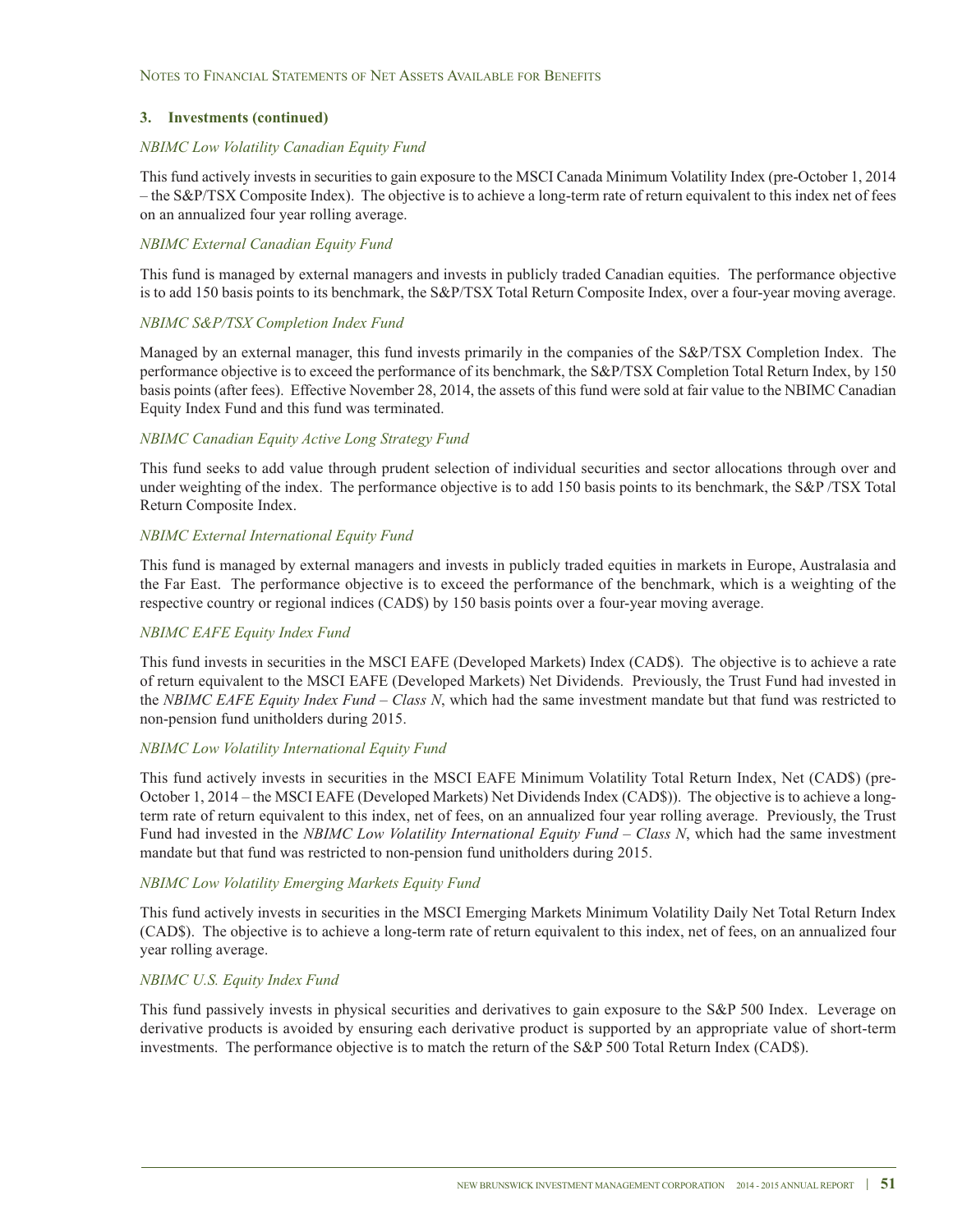### 3. Investments (continued)

*NBIMC Low Volatility Canadian Equity Fund*

This fund actively invests in securities to gain exposure to the MSCI Canada Minimum Volatility Index (pre-October 1, 2014 – the S&P/TSX Composite Index). The objective is to achieve a long-term rate of return equivalent to this index net of fees on an annualized four year rolling average.

*NBIMC External Canadian Equity Fund*

This fund is managed by external managers and invests in publicly traded Canadian equities. The performance objective is to add 150 basis points to its benchmark, the S&P/TSX Total Return Composite Index, over a four-year moving average.

*NBIMC S&P/TSX Completion Index Fund*

Managed by an external manager, this fund invests primarily in the companies of the S&P/TSX Completion Index. The performance objective is to exceed the performance of its benchmark, the S&P/TSX Completion Total Return Index, by 150 basis points (after fees). Effective November 28, 2014, the assets of this fund were sold at fair value to the NBIMC Canadian Equity Index Fund and this fund was terminated.

*NBIMC Canadian Equity Active Long Strategy Fund*

This fund seeks to add value through prudent selection of individual securities and sector allocations through over and under weighting of the index. The performance objective is to add 150 basis points to its benchmark, the S&P /TSX Total Return Composite Index.

*NBIMC External International Equity Fund*

This fund is managed by external managers and invests in publicly traded equities in markets in Europe, Australasia and the Far East. The performance objective is to exceed the performance of the benchmark, which is a weighting of the respective country or regional indices (CAD$) by 150 basis points over a four-year moving average.

*NBIMC EAFE Equity Index Fund*

This fund invests in securities in the MSCI EAFE (Developed Markets) Index (CAD$). The objective is to achieve a rate of return equivalent to the MSCI EAFE (Developed Markets) Net Dividends. Previously, the Trust Fund had invested in the *NBIMC EAFE Equity Index Fund – Class N*, which had the same investment mandate but that fund was restricted to non-pension fund unitholders during 2015.

*NBIMC Low Volatility International Equity Fund*

This fund actively invests in securities in the MSCI EAFE Minimum Volatility Total Return Index, Net (CAD$) (pre-October 1, 2014 – the MSCI EAFE (Developed Markets) Net Dividends Index (CAD$)). The objective is to achieve a long-term rate of return equivalent to this index, net of fees, on an annualized four year rolling average. Previously, the Trust Fund had invested in the *NBIMC Low Volatility International Equity Fund – Class N*, which had the same investment mandate but that fund was restricted to non-pension fund unitholders during 2015.

*NBIMC Low Volatility Emerging Markets Equity Fund*

This fund actively invests in securities in the MSCI Emerging Markets Minimum Volatility Daily Net Total Return Index (CAD$). The objective is to achieve a long-term rate of return equivalent to this index, net of fees, on an annualized four year rolling average.

*NBIMC U.S. Equity Index Fund*

This fund passively invests in physical securities and derivatives to gain exposure to the S&P 500 Index. Leverage on derivative products is avoided by ensuring each derivative product is supported by an appropriate value of short-term investments. The performance objective is to match the return of the S&P 500 Total Return Index (CAD$).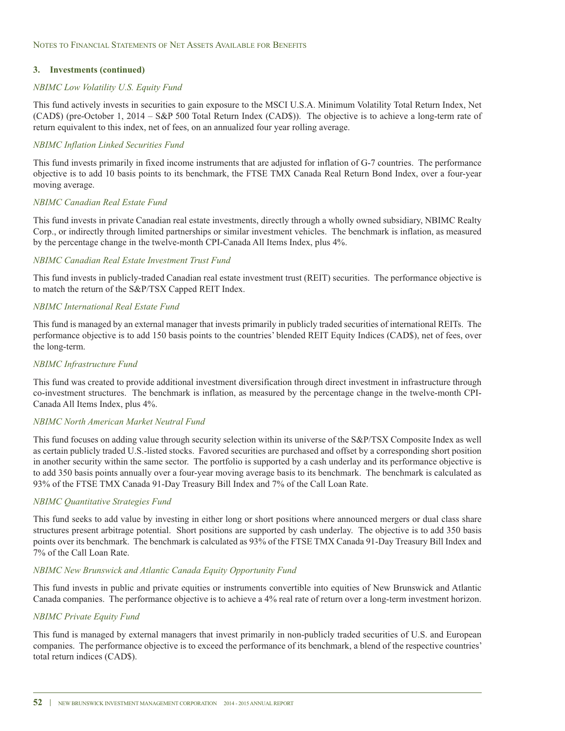## 3. Investments (continued)

*NBIMC Low Volatility U.S. Equity Fund*

This fund actively invests in securities to gain exposure to the MSCI U.S.A. Minimum Volatility Total Return Index, Net (CAD$) (pre-October 1, 2014 – S&P 500 Total Return Index (CAD$)). The objective is to achieve a long-term rate of return equivalent to this index, net of fees, on an annualized four year rolling average.

*NBIMC Inflation Linked Securities Fund*

This fund invests primarily in fixed income instruments that are adjusted for inflation of G-7 countries. The performance objective is to add 10 basis points to its benchmark, the FTSE TMX Canada Real Return Bond Index, over a four-year moving average.

*NBIMC Canadian Real Estate Fund*

This fund invests in private Canadian real estate investments, directly through a wholly owned subsidiary, NBIMC Realty Corp., or indirectly through limited partnerships or similar investment vehicles. The benchmark is inflation, as measured by the percentage change in the twelve-month CPI-Canada All Items Index, plus 4%.

*NBIMC Canadian Real Estate Investment Trust Fund*

This fund invests in publicly-traded Canadian real estate investment trust (REIT) securities. The performance objective is to match the return of the S&P/TSX Capped REIT Index.

*NBIMC International Real Estate Fund*

This fund is managed by an external manager that invests primarily in publicly traded securities of international REITs. The performance objective is to add 150 basis points to the countries' blended REIT Equity Indices (CAD$), net of fees, over the long-term.

*NBIMC Infrastructure Fund*

This fund was created to provide additional investment diversification through direct investment in infrastructure through co-investment structures. The benchmark is inflation, as measured by the percentage change in the twelve-month CPI-Canada All Items Index, plus 4%.

*NBIMC North American Market Neutral Fund*

This fund focuses on adding value through security selection within its universe of the S&P/TSX Composite Index as well as certain publicly traded U.S.-listed stocks. Favored securities are purchased and offset by a corresponding short position in another security within the same sector. The portfolio is supported by a cash underlay and its performance objective is to add 350 basis points annually over a four-year moving average basis to its benchmark. The benchmark is calculated as 93% of the FTSE TMX Canada 91-Day Treasury Bill Index and 7% of the Call Loan Rate.

*NBIMC Quantitative Strategies Fund*

This fund seeks to add value by investing in either long or short positions where announced mergers or dual class share structures present arbitrage potential. Short positions are supported by cash underlay. The objective is to add 350 basis points over its benchmark. The benchmark is calculated as 93% of the FTSE TMX Canada 91-Day Treasury Bill Index and 7% of the Call Loan Rate.

*NBIMC New Brunswick and Atlantic Canada Equity Opportunity Fund*

This fund invests in public and private equities or instruments convertible into equities of New Brunswick and Atlantic Canada companies. The performance objective is to achieve a 4% real rate of return over a long-term investment horizon.

*NBIMC Private Equity Fund*

This fund is managed by external managers that invest primarily in non-publicly traded securities of U.S. and European companies. The performance objective is to exceed the performance of its benchmark, a blend of the respective countries' total return indices (CAD$).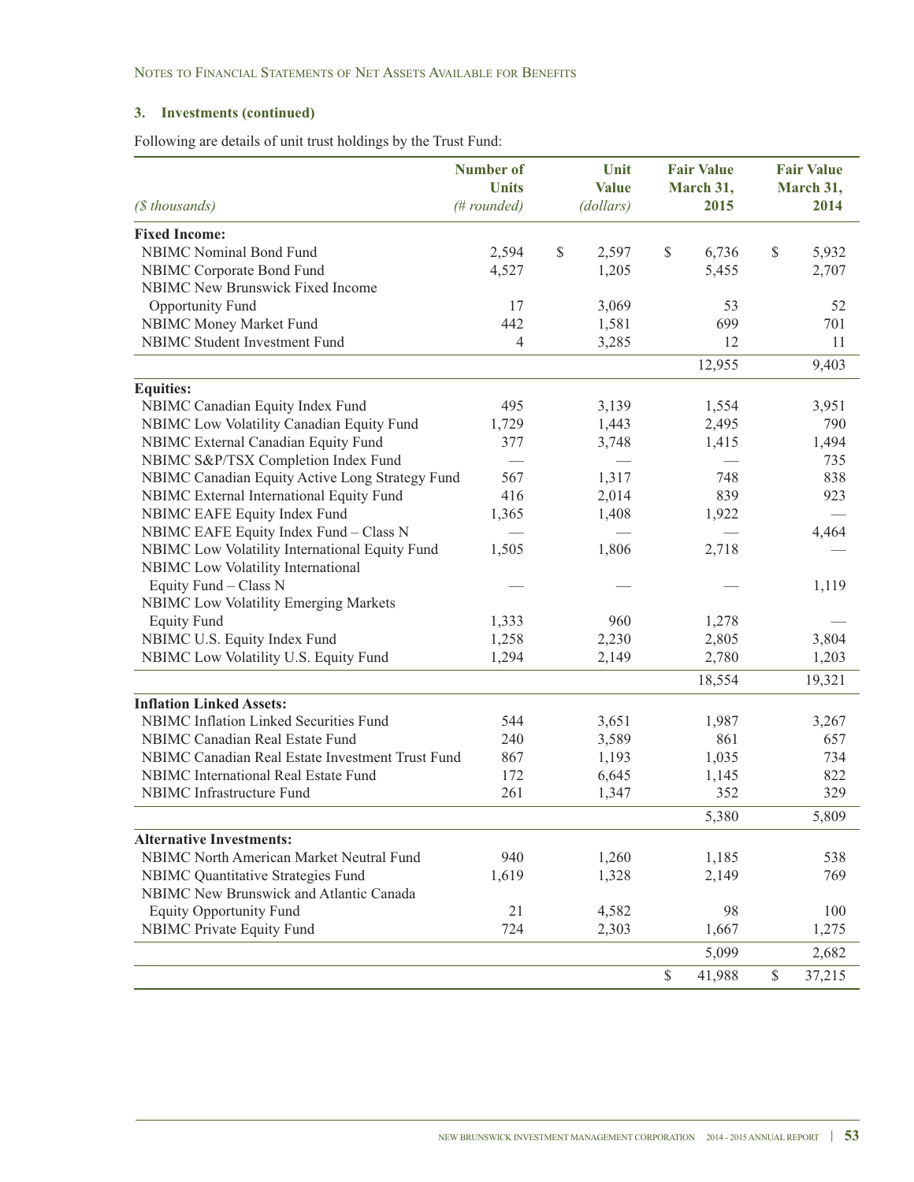### 3. Investments (continued)

Following are details of unit trust holdings by the Trust Fund:

| *($ thousands)* | Number of Units *(# rounded)* | Unit Value *(dollars)* | Fair Value March 31, 2015 | Fair Value March 31, 2014 |
|---|---|---|---|---|
| **Fixed Income:** | | | | |
| NBIMC Nominal Bond Fund | 2,594 | $ 2,597 | $ 6,736 | $ 5,932 |
| NBIMC Corporate Bond Fund | 4,527 | 1,205 | 5,455 | 2,707 |
| NBIMC New Brunswick Fixed Income Opportunity Fund | 17 | 3,069 | 53 | 52 |
| NBIMC Money Market Fund | 442 | 1,581 | 699 | 701 |
| NBIMC Student Investment Fund | 4 | 3,285 | 12 | 11 |
| | | | 12,955 | 9,403 |
| **Equities:** | | | | |
| NBIMC Canadian Equity Index Fund | 495 | 3,139 | 1,554 | 3,951 |
| NBIMC Low Volatility Canadian Equity Fund | 1,729 | 1,443 | 2,495 | 790 |
| NBIMC External Canadian Equity Fund | 377 | 3,748 | 1,415 | 1,494 |
| NBIMC S&P/TSX Completion Index Fund | — | — | — | 735 |
| NBIMC Canadian Equity Active Long Strategy Fund | 567 | 1,317 | 748 | 838 |
| NBIMC External International Equity Fund | 416 | 2,014 | 839 | 923 |
| NBIMC EAFE Equity Index Fund | 1,365 | 1,408 | 1,922 | — |
| NBIMC EAFE Equity Index Fund – Class N | — | — | — | 4,464 |
| NBIMC Low Volatility International Equity Fund | 1,505 | 1,806 | 2,718 | — |
| NBIMC Low Volatility International Equity Fund – Class N | — | — | — | 1,119 |
| NBIMC Low Volatility Emerging Markets Equity Fund | 1,333 | 960 | 1,278 | — |
| NBIMC U.S. Equity Index Fund | 1,258 | 2,230 | 2,805 | 3,804 |
| NBIMC Low Volatility U.S. Equity Fund | 1,294 | 2,149 | 2,780 | 1,203 |
| | | | 18,554 | 19,321 |
| **Inflation Linked Assets:** | | | | |
| NBIMC Inflation Linked Securities Fund | 544 | 3,651 | 1,987 | 3,267 |
| NBIMC Canadian Real Estate Fund | 240 | 3,589 | 861 | 657 |
| NBIMC Canadian Real Estate Investment Trust Fund | 867 | 1,193 | 1,035 | 734 |
| NBIMC International Real Estate Fund | 172 | 6,645 | 1,145 | 822 |
| NBIMC Infrastructure Fund | 261 | 1,347 | 352 | 329 |
| | | | 5,380 | 5,809 |
| **Alternative Investments:** | | | | |
| NBIMC North American Market Neutral Fund | 940 | 1,260 | 1,185 | 538 |
| NBIMC Quantitative Strategies Fund | 1,619 | 1,328 | 2,149 | 769 |
| NBIMC New Brunswick and Atlantic Canada Equity Opportunity Fund | 21 | 4,582 | 98 | 100 |
| NBIMC Private Equity Fund | 724 | 2,303 | 1,667 | 1,275 |
| | | | 5,099 | 2,682 |
| | | | $ 41,988 | $ 37,215 |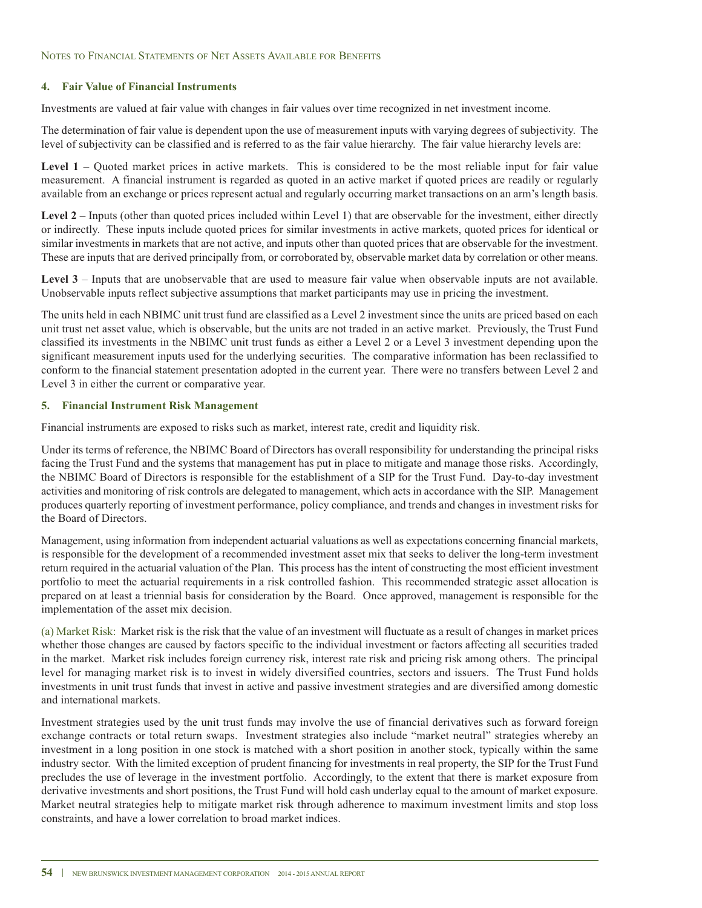## 4. Fair Value of Financial Instruments

Investments are valued at fair value with changes in fair values over time recognized in net investment income.

The determination of fair value is dependent upon the use of measurement inputs with varying degrees of subjectivity. The level of subjectivity can be classified and is referred to as the fair value hierarchy. The fair value hierarchy levels are:

**Level 1** – Quoted market prices in active markets. This is considered to be the most reliable input for fair value measurement. A financial instrument is regarded as quoted in an active market if quoted prices are readily or regularly available from an exchange or prices represent actual and regularly occurring market transactions on an arm's length basis.

**Level 2** – Inputs (other than quoted prices included within Level 1) that are observable for the investment, either directly or indirectly. These inputs include quoted prices for similar investments in active markets, quoted prices for identical or similar investments in markets that are not active, and inputs other than quoted prices that are observable for the investment. These are inputs that are derived principally from, or corroborated by, observable market data by correlation or other means.

**Level 3** – Inputs that are unobservable that are used to measure fair value when observable inputs are not available. Unobservable inputs reflect subjective assumptions that market participants may use in pricing the investment.

The units held in each NBIMC unit trust fund are classified as a Level 2 investment since the units are priced based on each unit trust net asset value, which is observable, but the units are not traded in an active market. Previously, the Trust Fund classified its investments in the NBIMC unit trust funds as either a Level 2 or a Level 3 investment depending upon the significant measurement inputs used for the underlying securities. The comparative information has been reclassified to conform to the financial statement presentation adopted in the current year. There were no transfers between Level 2 and Level 3 in either the current or comparative year.

## 5. Financial Instrument Risk Management

Financial instruments are exposed to risks such as market, interest rate, credit and liquidity risk.

Under its terms of reference, the NBIMC Board of Directors has overall responsibility for understanding the principal risks facing the Trust Fund and the systems that management has put in place to mitigate and manage those risks. Accordingly, the NBIMC Board of Directors is responsible for the establishment of a SIP for the Trust Fund. Day-to-day investment activities and monitoring of risk controls are delegated to management, which acts in accordance with the SIP. Management produces quarterly reporting of investment performance, policy compliance, and trends and changes in investment risks for the Board of Directors.

Management, using information from independent actuarial valuations as well as expectations concerning financial markets, is responsible for the development of a recommended investment asset mix that seeks to deliver the long-term investment return required in the actuarial valuation of the Plan. This process has the intent of constructing the most efficient investment portfolio to meet the actuarial requirements in a risk controlled fashion. This recommended strategic asset allocation is prepared on at least a triennial basis for consideration by the Board. Once approved, management is responsible for the implementation of the asset mix decision.

(a) Market Risk: Market risk is the risk that the value of an investment will fluctuate as a result of changes in market prices whether those changes are caused by factors specific to the individual investment or factors affecting all securities traded in the market. Market risk includes foreign currency risk, interest rate risk and pricing risk among others. The principal level for managing market risk is to invest in widely diversified countries, sectors and issuers. The Trust Fund holds investments in unit trust funds that invest in active and passive investment strategies and are diversified among domestic and international markets.

Investment strategies used by the unit trust funds may involve the use of financial derivatives such as forward foreign exchange contracts or total return swaps. Investment strategies also include "market neutral" strategies whereby an investment in a long position in one stock is matched with a short position in another stock, typically within the same industry sector. With the limited exception of prudent financing for investments in real property, the SIP for the Trust Fund precludes the use of leverage in the investment portfolio. Accordingly, to the extent that there is market exposure from derivative investments and short positions, the Trust Fund will hold cash underlay equal to the amount of market exposure. Market neutral strategies help to mitigate market risk through adherence to maximum investment limits and stop loss constraints, and have a lower correlation to broad market indices.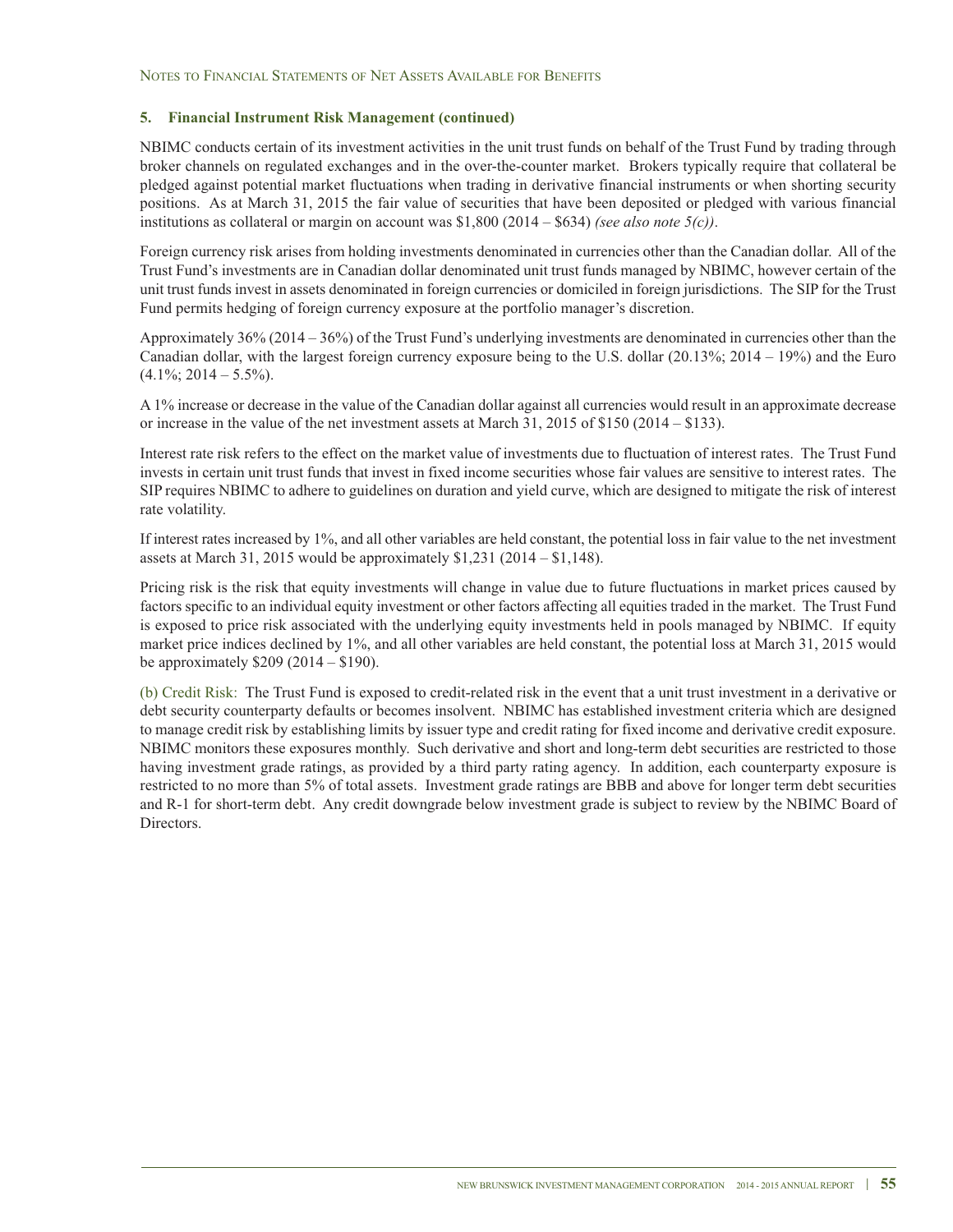## 5. Financial Instrument Risk Management (continued)

NBIMC conducts certain of its investment activities in the unit trust funds on behalf of the Trust Fund by trading through broker channels on regulated exchanges and in the over-the-counter market. Brokers typically require that collateral be pledged against potential market fluctuations when trading in derivative financial instruments or when shorting security positions. As at March 31, 2015 the fair value of securities that have been deposited or pledged with various financial institutions as collateral or margin on account was $1,800 (2014 – $634) *(see also note 5(c))*.

Foreign currency risk arises from holding investments denominated in currencies other than the Canadian dollar. All of the Trust Fund's investments are in Canadian dollar denominated unit trust funds managed by NBIMC, however certain of the unit trust funds invest in assets denominated in foreign currencies or domiciled in foreign jurisdictions. The SIP for the Trust Fund permits hedging of foreign currency exposure at the portfolio manager's discretion.

Approximately 36% (2014 – 36%) of the Trust Fund's underlying investments are denominated in currencies other than the Canadian dollar, with the largest foreign currency exposure being to the U.S. dollar (20.13%; 2014 – 19%) and the Euro (4.1%; 2014 – 5.5%).

A 1% increase or decrease in the value of the Canadian dollar against all currencies would result in an approximate decrease or increase in the value of the net investment assets at March 31, 2015 of $150 (2014 – $133).

Interest rate risk refers to the effect on the market value of investments due to fluctuation of interest rates. The Trust Fund invests in certain unit trust funds that invest in fixed income securities whose fair values are sensitive to interest rates. The SIP requires NBIMC to adhere to guidelines on duration and yield curve, which are designed to mitigate the risk of interest rate volatility.

If interest rates increased by 1%, and all other variables are held constant, the potential loss in fair value to the net investment assets at March 31, 2015 would be approximately $1,231 (2014 – $1,148).

Pricing risk is the risk that equity investments will change in value due to future fluctuations in market prices caused by factors specific to an individual equity investment or other factors affecting all equities traded in the market. The Trust Fund is exposed to price risk associated with the underlying equity investments held in pools managed by NBIMC. If equity market price indices declined by 1%, and all other variables are held constant, the potential loss at March 31, 2015 would be approximately $209 (2014 – $190).

(b) Credit Risk: The Trust Fund is exposed to credit-related risk in the event that a unit trust investment in a derivative or debt security counterparty defaults or becomes insolvent. NBIMC has established investment criteria which are designed to manage credit risk by establishing limits by issuer type and credit rating for fixed income and derivative credit exposure. NBIMC monitors these exposures monthly. Such derivative and short and long-term debt securities are restricted to those having investment grade ratings, as provided by a third party rating agency. In addition, each counterparty exposure is restricted to no more than 5% of total assets. Investment grade ratings are BBB and above for longer term debt securities and R-1 for short-term debt. Any credit downgrade below investment grade is subject to review by the NBIMC Board of Directors.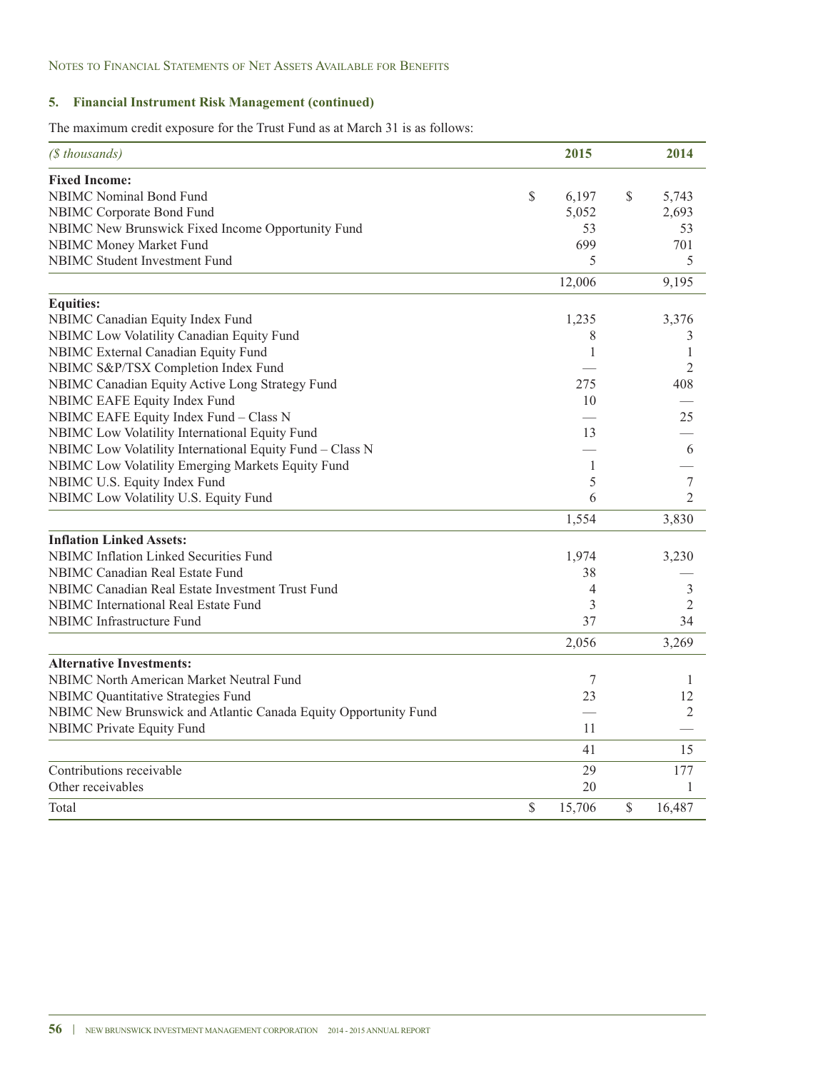## 5. Financial Instrument Risk Management (continued)

The maximum credit exposure for the Trust Fund as at March 31 is as follows:

| *($ thousands)* | 2015 | 2014 |
|---|---|---|
| **Fixed Income:** | | |
| NBIMC Nominal Bond Fund | $ 6,197 | $ 5,743 |
| NBIMC Corporate Bond Fund | 5,052 | 2,693 |
| NBIMC New Brunswick Fixed Income Opportunity Fund | 53 | 53 |
| NBIMC Money Market Fund | 699 | 701 |
| NBIMC Student Investment Fund | 5 | 5 |
| | 12,006 | 9,195 |
| **Equities:** | | |
| NBIMC Canadian Equity Index Fund | 1,235 | 3,376 |
| NBIMC Low Volatility Canadian Equity Fund | 8 | 3 |
| NBIMC External Canadian Equity Fund | 1 | 1 |
| NBIMC S&P/TSX Completion Index Fund | — | 2 |
| NBIMC Canadian Equity Active Long Strategy Fund | 275 | 408 |
| NBIMC EAFE Equity Index Fund | 10 | — |
| NBIMC EAFE Equity Index Fund – Class N | — | 25 |
| NBIMC Low Volatility International Equity Fund | 13 | — |
| NBIMC Low Volatility International Equity Fund – Class N | — | 6 |
| NBIMC Low Volatility Emerging Markets Equity Fund | 1 | — |
| NBIMC U.S. Equity Index Fund | 5 | 7 |
| NBIMC Low Volatility U.S. Equity Fund | 6 | 2 |
| | 1,554 | 3,830 |
| **Inflation Linked Assets:** | | |
| NBIMC Inflation Linked Securities Fund | 1,974 | 3,230 |
| NBIMC Canadian Real Estate Fund | 38 | — |
| NBIMC Canadian Real Estate Investment Trust Fund | 4 | 3 |
| NBIMC International Real Estate Fund | 3 | 2 |
| NBIMC Infrastructure Fund | 37 | 34 |
| | 2,056 | 3,269 |
| **Alternative Investments:** | | |
| NBIMC North American Market Neutral Fund | 7 | 1 |
| NBIMC Quantitative Strategies Fund | 23 | 12 |
| NBIMC New Brunswick and Atlantic Canada Equity Opportunity Fund | — | 2 |
| NBIMC Private Equity Fund | 11 | — |
| | 41 | 15 |
| Contributions receivable | 29 | 177 |
| Other receivables | 20 | 1 |
| Total | $ 15,706 | $ 16,487 |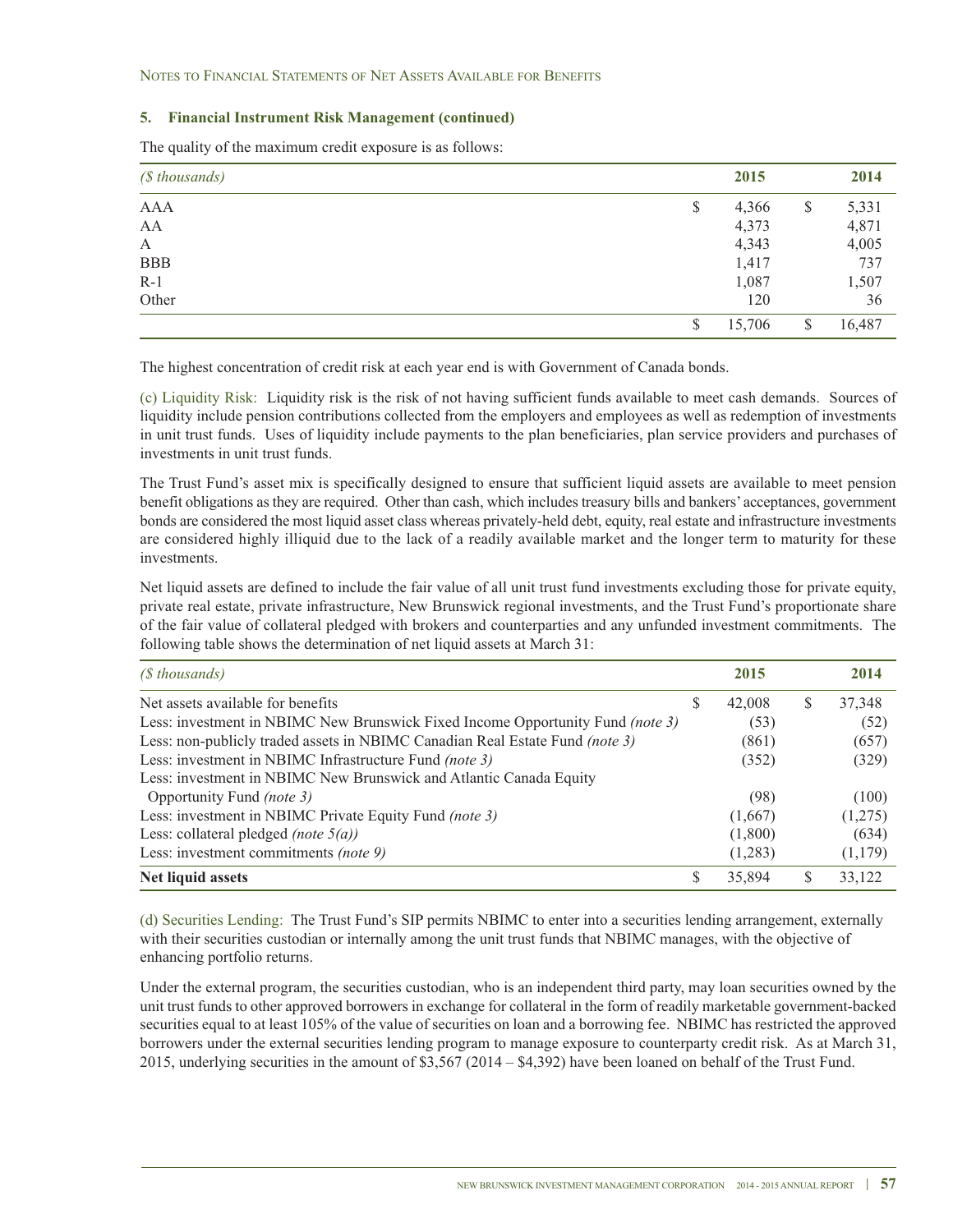## 5. Financial Instrument Risk Management (continued)

The quality of the maximum credit exposure is as follows:

| *($ thousands)* | 2015 | 2014 |
|---|---|---|
| AAA | $ 4,366 | $ 5,331 |
| AA | 4,373 | 4,871 |
| A | 4,343 | 4,005 |
| BBB | 1,417 | 737 |
| R-1 | 1,087 | 1,507 |
| Other | 120 | 36 |
| | $ 15,706 | $ 16,487 |

The highest concentration of credit risk at each year end is with Government of Canada bonds.

(c) Liquidity Risk: Liquidity risk is the risk of not having sufficient funds available to meet cash demands. Sources of liquidity include pension contributions collected from the employers and employees as well as redemption of investments in unit trust funds. Uses of liquidity include payments to the plan beneficiaries, plan service providers and purchases of investments in unit trust funds.

The Trust Fund's asset mix is specifically designed to ensure that sufficient liquid assets are available to meet pension benefit obligations as they are required. Other than cash, which includes treasury bills and bankers' acceptances, government bonds are considered the most liquid asset class whereas privately-held debt, equity, real estate and infrastructure investments are considered highly illiquid due to the lack of a readily available market and the longer term to maturity for these investments.

Net liquid assets are defined to include the fair value of all unit trust fund investments excluding those for private equity, private real estate, private infrastructure, New Brunswick regional investments, and the Trust Fund's proportionate share of the fair value of collateral pledged with brokers and counterparties and any unfunded investment commitments. The following table shows the determination of net liquid assets at March 31:

| *($ thousands)* | 2015 | 2014 |
|---|---|---|
| Net assets available for benefits | $ 42,008 | $ 37,348 |
| Less: investment in NBIMC New Brunswick Fixed Income Opportunity Fund *(note 3)* | (53) | (52) |
| Less: non-publicly traded assets in NBIMC Canadian Real Estate Fund *(note 3)* | (861) | (657) |
| Less: investment in NBIMC Infrastructure Fund *(note 3)* | (352) | (329) |
| Less: investment in NBIMC New Brunswick and Atlantic Canada Equity Opportunity Fund *(note 3)* | (98) | (100) |
| Less: investment in NBIMC Private Equity Fund *(note 3)* | (1,667) | (1,275) |
| Less: collateral pledged *(note 5(a))* | (1,800) | (634) |
| Less: investment commitments *(note 9)* | (1,283) | (1,179) |
| **Net liquid assets** | $ 35,894 | $ 33,122 |

(d) Securities Lending: The Trust Fund's SIP permits NBIMC to enter into a securities lending arrangement, externally with their securities custodian or internally among the unit trust funds that NBIMC manages, with the objective of enhancing portfolio returns.

Under the external program, the securities custodian, who is an independent third party, may loan securities owned by the unit trust funds to other approved borrowers in exchange for collateral in the form of readily marketable government-backed securities equal to at least 105% of the value of securities on loan and a borrowing fee. NBIMC has restricted the approved borrowers under the external securities lending program to manage exposure to counterparty credit risk. As at March 31, 2015, underlying securities in the amount of $3,567 (2014 – $4,392) have been loaned on behalf of the Trust Fund.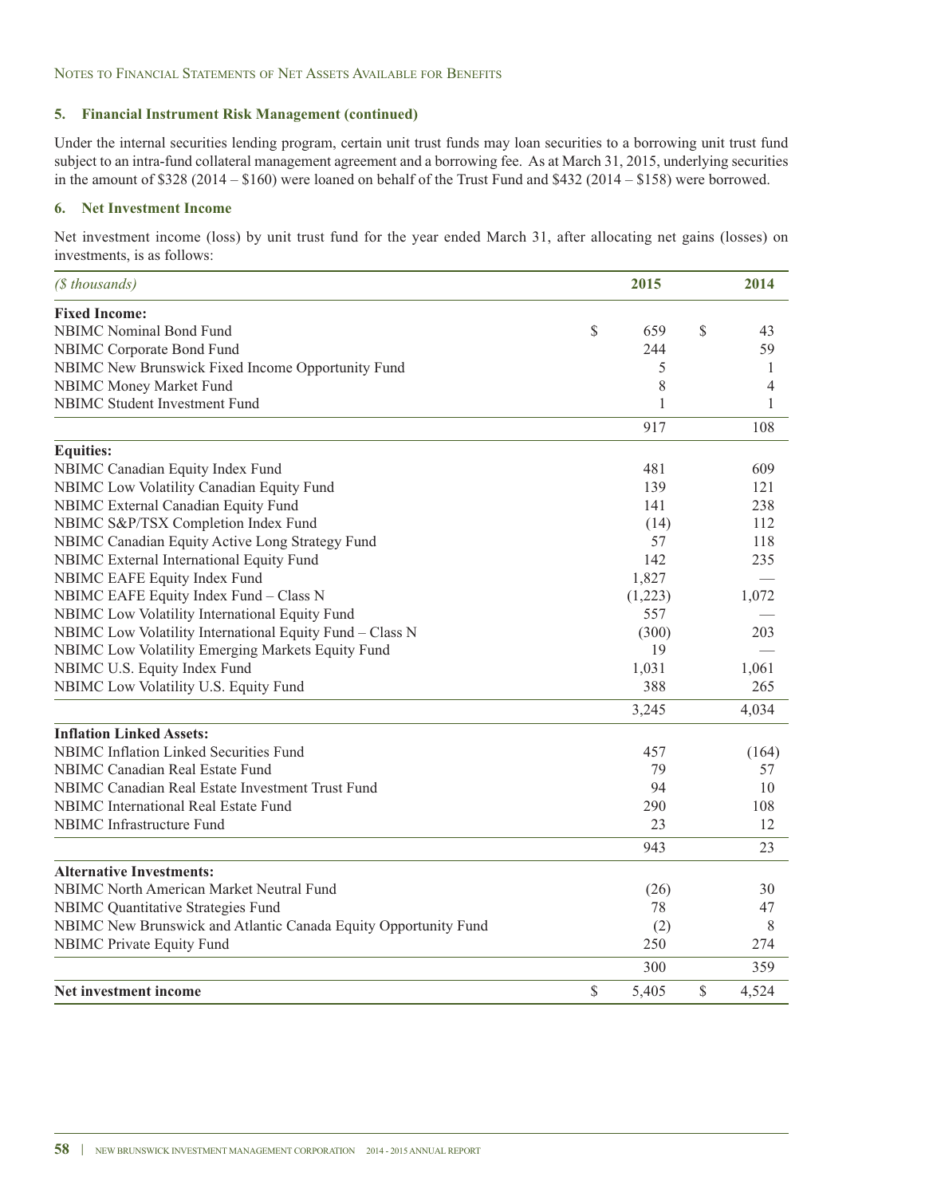Notes to Financial Statements of Net Assets Available for Benefits

### 5. Financial Instrument Risk Management (continued)

Under the internal securities lending program, certain unit trust funds may loan securities to a borrowing unit trust fund subject to an intra-fund collateral management agreement and a borrowing fee. As at March 31, 2015, underlying securities in the amount of $328 (2014 – $160) were loaned on behalf of the Trust Fund and $432 (2014 – $158) were borrowed.

### 6. Net Investment Income

Net investment income (loss) by unit trust fund for the year ended March 31, after allocating net gains (losses) on investments, is as follows:

| *($ thousands)* | 2015 | 2014 |
|---|---|---|
| **Fixed Income:** | | |
| NBIMC Nominal Bond Fund | $ 659 | $ 43 |
| NBIMC Corporate Bond Fund | 244 | 59 |
| NBIMC New Brunswick Fixed Income Opportunity Fund | 5 | 1 |
| NBIMC Money Market Fund | 8 | 4 |
| NBIMC Student Investment Fund | 1 | 1 |
| | 917 | 108 |
| **Equities:** | | |
| NBIMC Canadian Equity Index Fund | 481 | 609 |
| NBIMC Low Volatility Canadian Equity Fund | 139 | 121 |
| NBIMC External Canadian Equity Fund | 141 | 238 |
| NBIMC S&P/TSX Completion Index Fund | (14) | 112 |
| NBIMC Canadian Equity Active Long Strategy Fund | 57 | 118 |
| NBIMC External International Equity Fund | 142 | 235 |
| NBIMC EAFE Equity Index Fund | 1,827 | — |
| NBIMC EAFE Equity Index Fund – Class N | (1,223) | 1,072 |
| NBIMC Low Volatility International Equity Fund | 557 | — |
| NBIMC Low Volatility International Equity Fund – Class N | (300) | 203 |
| NBIMC Low Volatility Emerging Markets Equity Fund | 19 | — |
| NBIMC U.S. Equity Index Fund | 1,031 | 1,061 |
| NBIMC Low Volatility U.S. Equity Fund | 388 | 265 |
| | 3,245 | 4,034 |
| **Inflation Linked Assets:** | | |
| NBIMC Inflation Linked Securities Fund | 457 | (164) |
| NBIMC Canadian Real Estate Fund | 79 | 57 |
| NBIMC Canadian Real Estate Investment Trust Fund | 94 | 10 |
| NBIMC International Real Estate Fund | 290 | 108 |
| NBIMC Infrastructure Fund | 23 | 12 |
| | 943 | 23 |
| **Alternative Investments:** | | |
| NBIMC North American Market Neutral Fund | (26) | 30 |
| NBIMC Quantitative Strategies Fund | 78 | 47 |
| NBIMC New Brunswick and Atlantic Canada Equity Opportunity Fund | (2) | 8 |
| NBIMC Private Equity Fund | 250 | 274 |
| | 300 | 359 |
| **Net investment income** | $ 5,405 | $ 4,524 |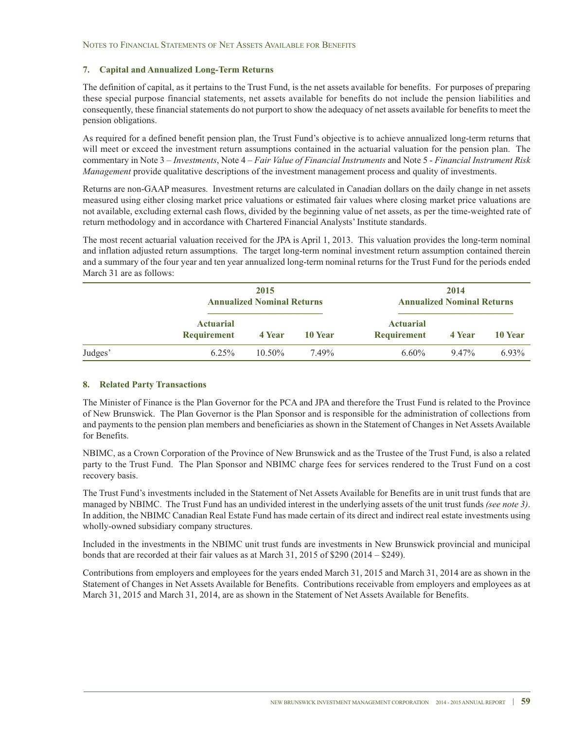### 7. Capital and Annualized Long-Term Returns

The definition of capital, as it pertains to the Trust Fund, is the net assets available for benefits. For purposes of preparing these special purpose financial statements, net assets available for benefits do not include the pension liabilities and consequently, these financial statements do not purport to show the adequacy of net assets available for benefits to meet the pension obligations.

As required for a defined benefit pension plan, the Trust Fund's objective is to achieve annualized long-term returns that will meet or exceed the investment return assumptions contained in the actuarial valuation for the pension plan. The commentary in Note 3 – *Investments*, Note 4 – *Fair Value of Financial Instruments* and Note 5 - *Financial Instrument Risk Management* provide qualitative descriptions of the investment management process and quality of investments.

Returns are non-GAAP measures. Investment returns are calculated in Canadian dollars on the daily change in net assets measured using either closing market price valuations or estimated fair values where closing market price valuations are not available, excluding external cash flows, divided by the beginning value of net assets, as per the time-weighted rate of return methodology and in accordance with Chartered Financial Analysts' Institute standards.

The most recent actuarial valuation received for the JPA is April 1, 2013. This valuation provides the long-term nominal and inflation adjusted return assumptions. The target long-term nominal investment return assumption contained therein and a summary of the four year and ten year annualized long-term nominal returns for the Trust Fund for the periods ended March 31 are as follows:

| | 2015 Annualized Nominal Returns | | | 2014 Annualized Nominal Returns | | |
|---|---|---|---|---|---|---|
| | Actuarial Requirement | 4 Year | 10 Year | Actuarial Requirement | 4 Year | 10 Year |
| Judges' | 6.25% | 10.50% | 7.49% | 6.60% | 9.47% | 6.93% |

### 8. Related Party Transactions

The Minister of Finance is the Plan Governor for the PCA and JPA and therefore the Trust Fund is related to the Province of New Brunswick. The Plan Governor is the Plan Sponsor and is responsible for the administration of collections from and payments to the pension plan members and beneficiaries as shown in the Statement of Changes in Net Assets Available for Benefits.

NBIMC, as a Crown Corporation of the Province of New Brunswick and as the Trustee of the Trust Fund, is also a related party to the Trust Fund. The Plan Sponsor and NBIMC charge fees for services rendered to the Trust Fund on a cost recovery basis.

The Trust Fund's investments included in the Statement of Net Assets Available for Benefits are in unit trust funds that are managed by NBIMC. The Trust Fund has an undivided interest in the underlying assets of the unit trust funds *(see note 3)*. In addition, the NBIMC Canadian Real Estate Fund has made certain of its direct and indirect real estate investments using wholly-owned subsidiary company structures.

Included in the investments in the NBIMC unit trust funds are investments in New Brunswick provincial and municipal bonds that are recorded at their fair values as at March 31, 2015 of $290 (2014 – $249).

Contributions from employers and employees for the years ended March 31, 2015 and March 31, 2014 are as shown in the Statement of Changes in Net Assets Available for Benefits. Contributions receivable from employers and employees as at March 31, 2015 and March 31, 2014, are as shown in the Statement of Net Assets Available for Benefits.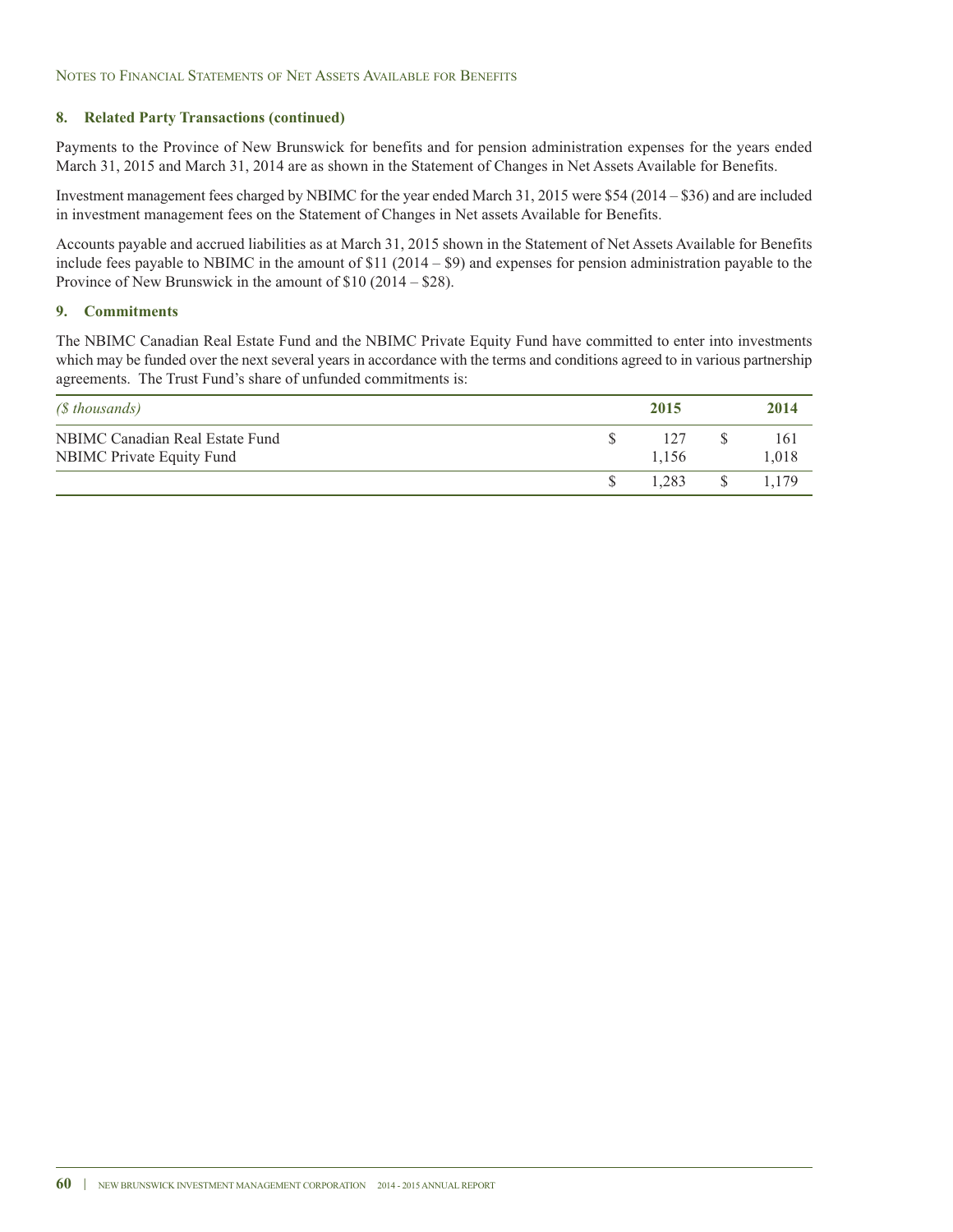## 8. Related Party Transactions (continued)

Payments to the Province of New Brunswick for benefits and for pension administration expenses for the years ended March 31, 2015 and March 31, 2014 are as shown in the Statement of Changes in Net Assets Available for Benefits.

Investment management fees charged by NBIMC for the year ended March 31, 2015 were $54 (2014 – $36) and are included in investment management fees on the Statement of Changes in Net assets Available for Benefits.

Accounts payable and accrued liabilities as at March 31, 2015 shown in the Statement of Net Assets Available for Benefits include fees payable to NBIMC in the amount of $11 (2014 – $9) and expenses for pension administration payable to the Province of New Brunswick in the amount of $10 (2014 – $28).

## 9. Commitments

The NBIMC Canadian Real Estate Fund and the NBIMC Private Equity Fund have committed to enter into investments which may be funded over the next several years in accordance with the terms and conditions agreed to in various partnership agreements. The Trust Fund's share of unfunded commitments is:

| *($ thousands)* | 2015 | 2014 |
|---|---|---|
| NBIMC Canadian Real Estate Fund | $ 127 | $ 161 |
| NBIMC Private Equity Fund | 1,156 | 1,018 |
| | $ 1,283 | $ 1,179 |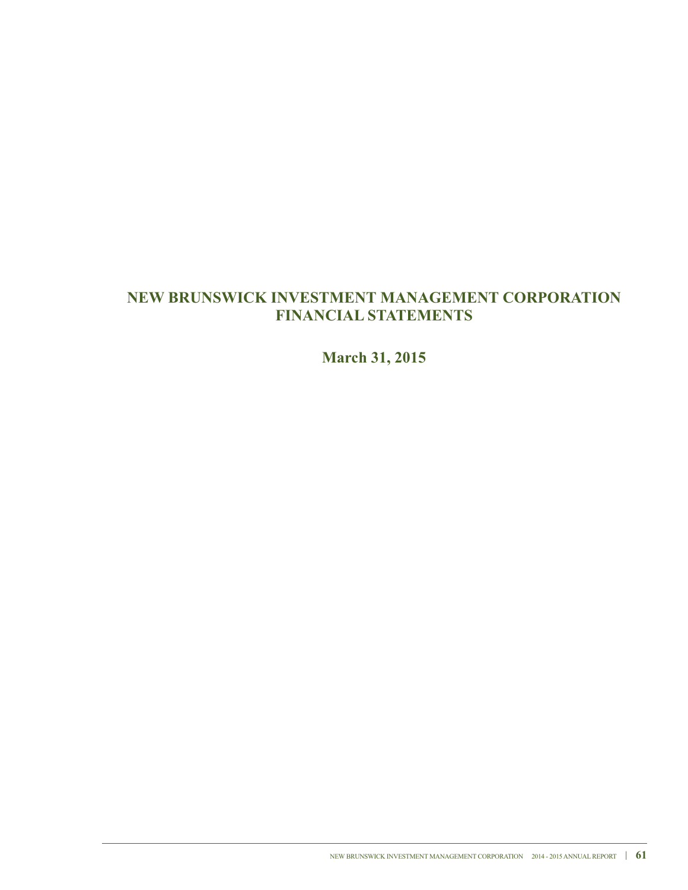# NEW BRUNSWICK INVESTMENT MANAGEMENT CORPORATION FINANCIAL STATEMENTS

## March 31, 2015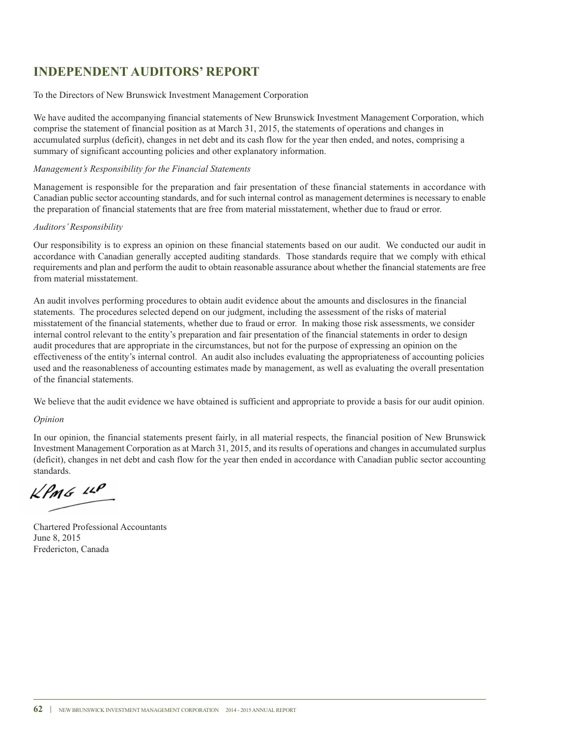# INDEPENDENT AUDITORS' REPORT

To the Directors of New Brunswick Investment Management Corporation

We have audited the accompanying financial statements of New Brunswick Investment Management Corporation, which comprise the statement of financial position as at March 31, 2015, the statements of operations and changes in accumulated surplus (deficit), changes in net debt and its cash flow for the year then ended, and notes, comprising a summary of significant accounting policies and other explanatory information.

*Management's Responsibility for the Financial Statements*

Management is responsible for the preparation and fair presentation of these financial statements in accordance with Canadian public sector accounting standards, and for such internal control as management determines is necessary to enable the preparation of financial statements that are free from material misstatement, whether due to fraud or error.

*Auditors' Responsibility*

Our responsibility is to express an opinion on these financial statements based on our audit. We conducted our audit in accordance with Canadian generally accepted auditing standards. Those standards require that we comply with ethical requirements and plan and perform the audit to obtain reasonable assurance about whether the financial statements are free from material misstatement.

An audit involves performing procedures to obtain audit evidence about the amounts and disclosures in the financial statements. The procedures selected depend on our judgment, including the assessment of the risks of material misstatement of the financial statements, whether due to fraud or error. In making those risk assessments, we consider internal control relevant to the entity's preparation and fair presentation of the financial statements in order to design audit procedures that are appropriate in the circumstances, but not for the purpose of expressing an opinion on the effectiveness of the entity's internal control. An audit also includes evaluating the appropriateness of accounting policies used and the reasonableness of accounting estimates made by management, as well as evaluating the overall presentation of the financial statements.

We believe that the audit evidence we have obtained is sufficient and appropriate to provide a basis for our audit opinion.

*Opinion*

In our opinion, the financial statements present fairly, in all material respects, the financial position of New Brunswick Investment Management Corporation as at March 31, 2015, and its results of operations and changes in accumulated surplus (deficit), changes in net debt and cash flow for the year then ended in accordance with Canadian public sector accounting standards.

KPMG LLP

Chartered Professional Accountants
June 8, 2015
Fredericton, Canada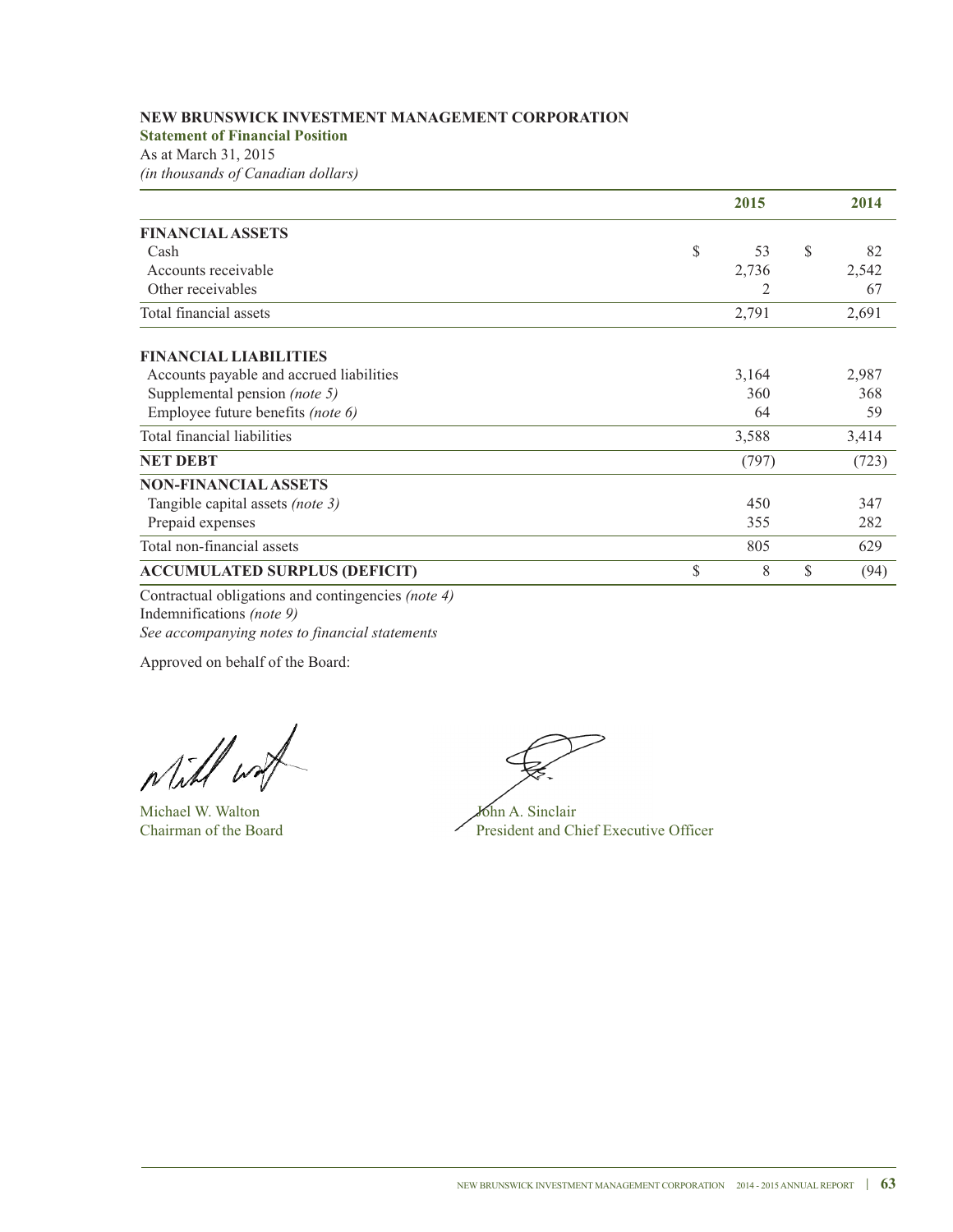**NEW BRUNSWICK INVESTMENT MANAGEMENT CORPORATION**

**Statement of Financial Position**

As at March 31, 2015

*(in thousands of Canadian dollars)*

| | 2015 | 2014 |
|---|---|---|
| **FINANCIAL ASSETS** | | |
| Cash | $ 53 | $ 82 |
| Accounts receivable | 2,736 | 2,542 |
| Other receivables | 2 | 67 |
| Total financial assets | 2,791 | 2,691 |
| **FINANCIAL LIABILITIES** | | |
| Accounts payable and accrued liabilities | 3,164 | 2,987 |
| Supplemental pension *(note 5)* | 360 | 368 |
| Employee future benefits *(note 6)* | 64 | 59 |
| Total financial liabilities | 3,588 | 3,414 |
| **NET DEBT** | (797) | (723) |
| **NON-FINANCIAL ASSETS** | | |
| Tangible capital assets *(note 3)* | 450 | 347 |
| Prepaid expenses | 355 | 282 |
| Total non-financial assets | 805 | 629 |
| **ACCUMULATED SURPLUS (DEFICIT)** | $ 8 | $ (94) |

Contractual obligations and contingencies *(note 4)*
Indemnifications *(note 9)*
*See accompanying notes to financial statements*

Approved on behalf of the Board:

Michael W. Walton
Chairman of the Board

John A. Sinclair
President and Chief Executive Officer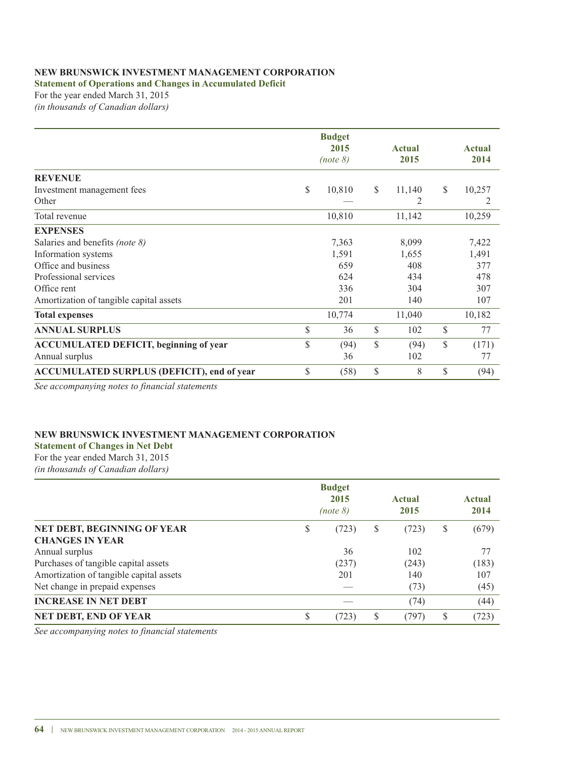**NEW BRUNSWICK INVESTMENT MANAGEMENT CORPORATION**

**Statement of Operations and Changes in Accumulated Deficit**

For the year ended March 31, 2015

*(in thousands of Canadian dollars)*

| | Budget 2015 *(note 8)* | Actual 2015 | Actual 2014 |
|---|---|---|---|
| **REVENUE** | | | |
| Investment management fees | $ 10,810 | $ 11,140 | $ 10,257 |
| Other | — | 2 | 2 |
| Total revenue | 10,810 | 11,142 | 10,259 |
| **EXPENSES** | | | |
| Salaries and benefits *(note 8)* | 7,363 | 8,099 | 7,422 |
| Information systems | 1,591 | 1,655 | 1,491 |
| Office and business | 659 | 408 | 377 |
| Professional services | 624 | 434 | 478 |
| Office rent | 336 | 304 | 307 |
| Amortization of tangible capital assets | 201 | 140 | 107 |
| **Total expenses** | 10,774 | 11,040 | 10,182 |
| **ANNUAL SURPLUS** | $ 36 | $ 102 | $ 77 |
| **ACCUMULATED DEFICIT, beginning of year** | $ (94) | $ (94) | $ (171) |
| Annual surplus | 36 | 102 | 77 |
| **ACCUMULATED SURPLUS (DEFICIT), end of year** | $ (58) | $ 8 | $ (94) |

*See accompanying notes to financial statements*

**NEW BRUNSWICK INVESTMENT MANAGEMENT CORPORATION**

**Statement of Changes in Net Debt**

For the year ended March 31, 2015

*(in thousands of Canadian dollars)*

| | Budget 2015 *(note 8)* | Actual 2015 | Actual 2014 |
|---|---|---|---|
| **NET DEBT, BEGINNING OF YEAR** | $ (723) | $ (723) | $ (679) |
| **CHANGES IN YEAR** | | | |
| Annual surplus | 36 | 102 | 77 |
| Purchases of tangible capital assets | (237) | (243) | (183) |
| Amortization of tangible capital assets | 201 | 140 | 107 |
| Net change in prepaid expenses | — | (73) | (45) |
| **INCREASE IN NET DEBT** | — | (74) | (44) |
| **NET DEBT, END OF YEAR** | $ (723) | $ (797) | $ (723) |

*See accompanying notes to financial statements*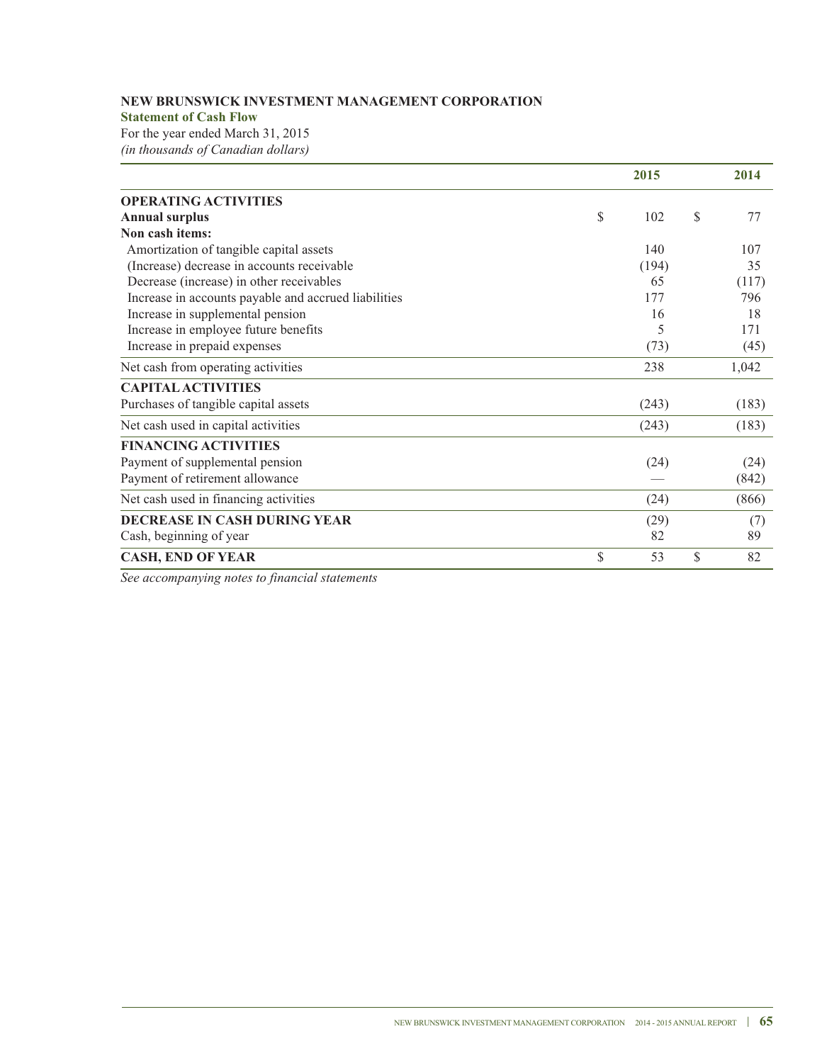**NEW BRUNSWICK INVESTMENT MANAGEMENT CORPORATION**

**Statement of Cash Flow**

For the year ended March 31, 2015

*(in thousands of Canadian dollars)*

| | 2015 | 2014 |
|---|---|---|
| **OPERATING ACTIVITIES** | | |
| **Annual surplus** | $ 102 | $ 77 |
| **Non cash items:** | | |
| Amortization of tangible capital assets | 140 | 107 |
| (Increase) decrease in accounts receivable | (194) | 35 |
| Decrease (increase) in other receivables | 65 | (117) |
| Increase in accounts payable and accrued liabilities | 177 | 796 |
| Increase in supplemental pension | 16 | 18 |
| Increase in employee future benefits | 5 | 171 |
| Increase in prepaid expenses | (73) | (45) |
| Net cash from operating activities | 238 | 1,042 |
| **CAPITAL ACTIVITIES** | | |
| Purchases of tangible capital assets | (243) | (183) |
| Net cash used in capital activities | (243) | (183) |
| **FINANCING ACTIVITIES** | | |
| Payment of supplemental pension | (24) | (24) |
| Payment of retirement allowance | — | (842) |
| Net cash used in financing activities | (24) | (866) |
| **DECREASE IN CASH DURING YEAR** | (29) | (7) |
| Cash, beginning of year | 82 | 89 |
| **CASH, END OF YEAR** | $ 53 | $ 82 |

*See accompanying notes to financial statements*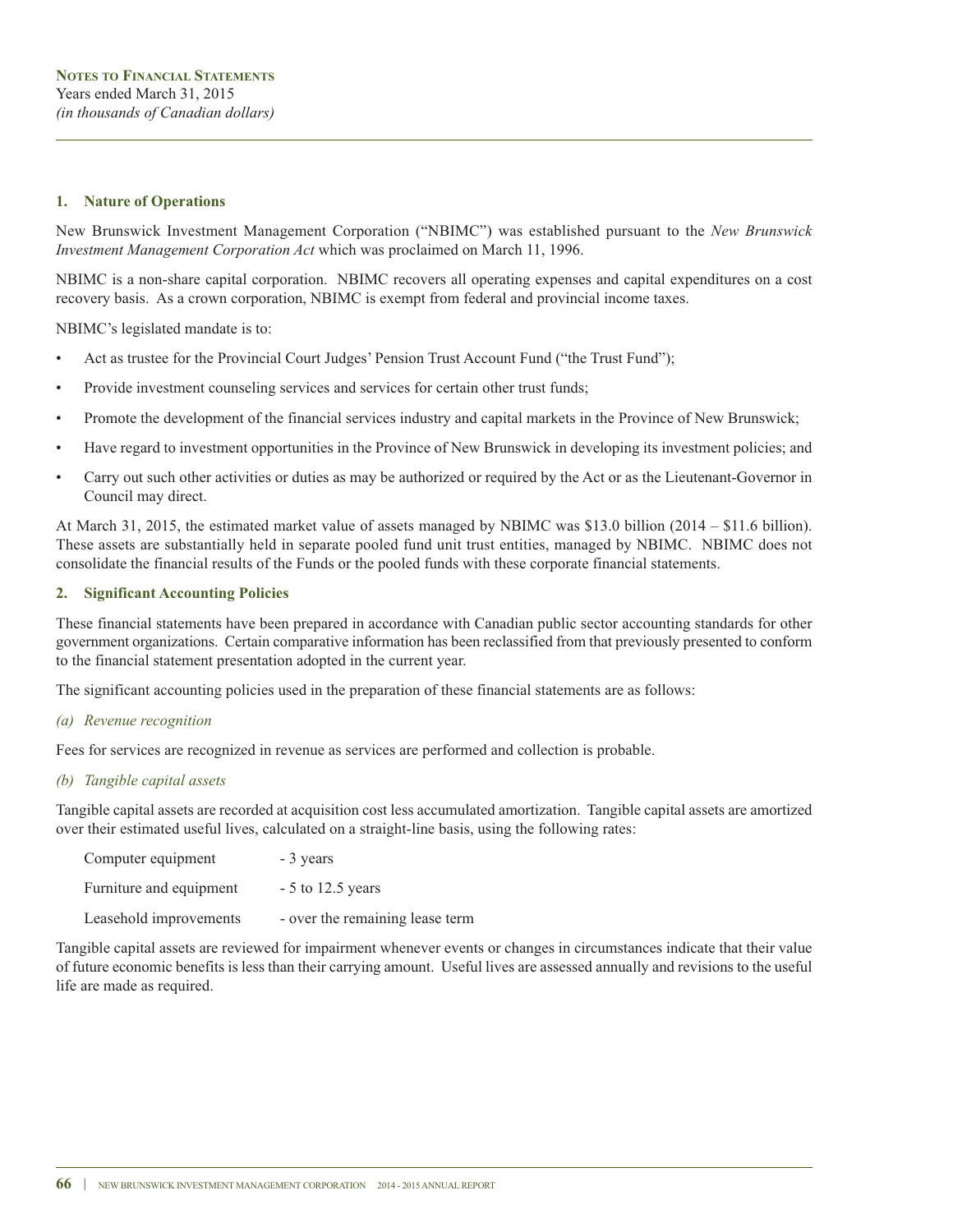**Notes to Financial Statements**
Years ended March 31, 2015
*(in thousands of Canadian dollars)*

## 1. Nature of Operations

New Brunswick Investment Management Corporation ("NBIMC") was established pursuant to the *New Brunswick Investment Management Corporation Act* which was proclaimed on March 11, 1996.

NBIMC is a non-share capital corporation. NBIMC recovers all operating expenses and capital expenditures on a cost recovery basis. As a crown corporation, NBIMC is exempt from federal and provincial income taxes.

NBIMC's legislated mandate is to:

- Act as trustee for the Provincial Court Judges' Pension Trust Account Fund ("the Trust Fund");
- Provide investment counseling services and services for certain other trust funds;
- Promote the development of the financial services industry and capital markets in the Province of New Brunswick;
- Have regard to investment opportunities in the Province of New Brunswick in developing its investment policies; and
- Carry out such other activities or duties as may be authorized or required by the Act or as the Lieutenant-Governor in Council may direct.

At March 31, 2015, the estimated market value of assets managed by NBIMC was $13.0 billion (2014 – $11.6 billion). These assets are substantially held in separate pooled fund unit trust entities, managed by NBIMC. NBIMC does not consolidate the financial results of the Funds or the pooled funds with these corporate financial statements.

## 2. Significant Accounting Policies

These financial statements have been prepared in accordance with Canadian public sector accounting standards for other government organizations. Certain comparative information has been reclassified from that previously presented to conform to the financial statement presentation adopted in the current year.

The significant accounting policies used in the preparation of these financial statements are as follows:

*(a) Revenue recognition*

Fees for services are recognized in revenue as services are performed and collection is probable.

*(b) Tangible capital assets*

Tangible capital assets are recorded at acquisition cost less accumulated amortization. Tangible capital assets are amortized over their estimated useful lives, calculated on a straight-line basis, using the following rates:

| | |
|---|---|
| Computer equipment | - 3 years |
| Furniture and equipment | - 5 to 12.5 years |
| Leasehold improvements | - over the remaining lease term |

Tangible capital assets are reviewed for impairment whenever events or changes in circumstances indicate that their value of future economic benefits is less than their carrying amount. Useful lives are assessed annually and revisions to the useful life are made as required.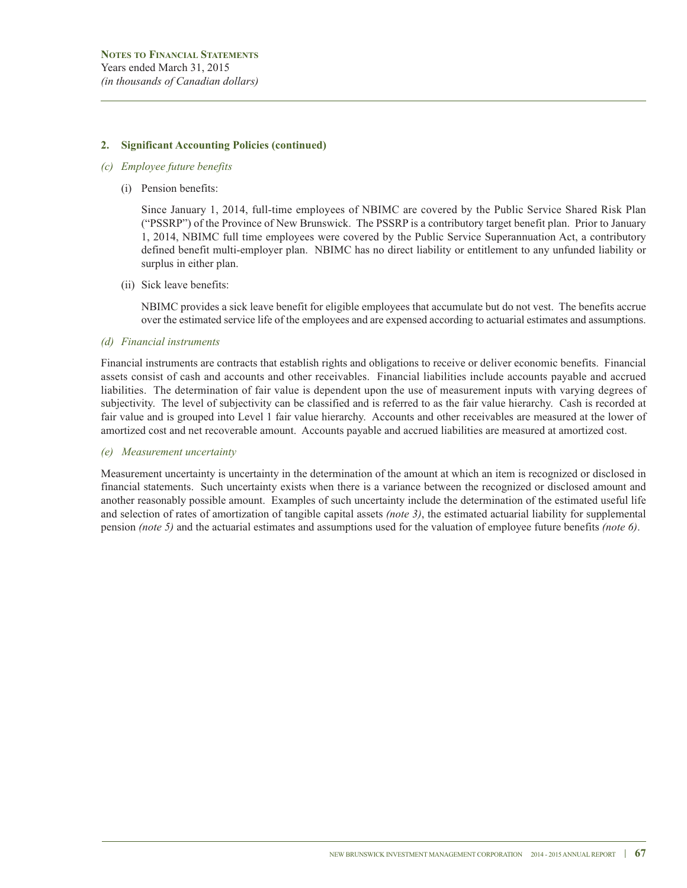**NOTES TO FINANCIAL STATEMENTS**
Years ended March 31, 2015
*(in thousands of Canadian dollars)*

## 2. Significant Accounting Policies (continued)

### *(c) Employee future benefits*

(i) Pension benefits:

Since January 1, 2014, full-time employees of NBIMC are covered by the Public Service Shared Risk Plan ("PSSRP") of the Province of New Brunswick. The PSSRP is a contributory target benefit plan. Prior to January 1, 2014, NBIMC full time employees were covered by the Public Service Superannuation Act, a contributory defined benefit multi-employer plan. NBIMC has no direct liability or entitlement to any unfunded liability or surplus in either plan.

(ii) Sick leave benefits:

NBIMC provides a sick leave benefit for eligible employees that accumulate but do not vest. The benefits accrue over the estimated service life of the employees and are expensed according to actuarial estimates and assumptions.

### *(d) Financial instruments*

Financial instruments are contracts that establish rights and obligations to receive or deliver economic benefits. Financial assets consist of cash and accounts and other receivables. Financial liabilities include accounts payable and accrued liabilities. The determination of fair value is dependent upon the use of measurement inputs with varying degrees of subjectivity. The level of subjectivity can be classified and is referred to as the fair value hierarchy. Cash is recorded at fair value and is grouped into Level 1 fair value hierarchy. Accounts and other receivables are measured at the lower of amortized cost and net recoverable amount. Accounts payable and accrued liabilities are measured at amortized cost.

### *(e) Measurement uncertainty*

Measurement uncertainty is uncertainty in the determination of the amount at which an item is recognized or disclosed in financial statements. Such uncertainty exists when there is a variance between the recognized or disclosed amount and another reasonably possible amount. Examples of such uncertainty include the determination of the estimated useful life and selection of rates of amortization of tangible capital assets *(note 3)*, the estimated actuarial liability for supplemental pension *(note 5)* and the actuarial estimates and assumptions used for the valuation of employee future benefits *(note 6)*.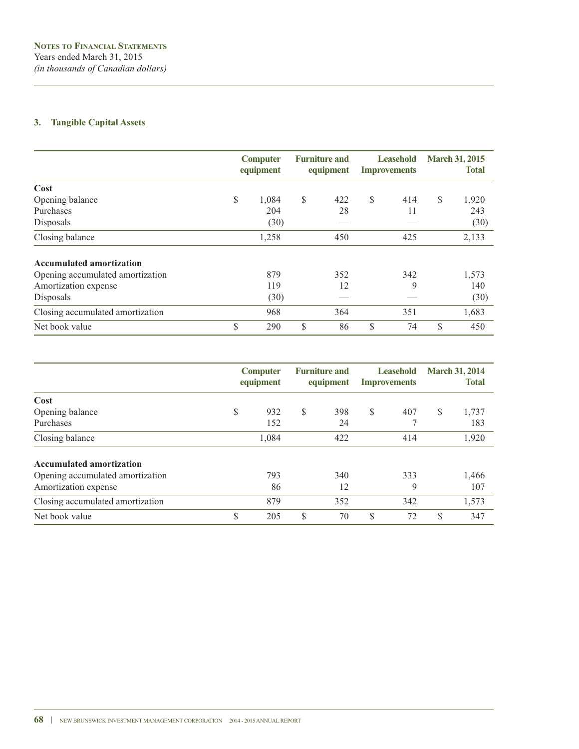**Notes to Financial Statements**
Years ended March 31, 2015
*(in thousands of Canadian dollars)*

### 3. Tangible Capital Assets

| | Computer equipment | Furniture and equipment | Leasehold Improvements | March 31, 2015 Total |
|---|---|---|---|---|
| **Cost** | | | | |
| Opening balance | $ 1,084 | $ 422 | $ 414 | $ 1,920 |
| Purchases | 204 | 28 | 11 | 243 |
| Disposals | (30) | — | — | (30) |
| Closing balance | 1,258 | 450 | 425 | 2,133 |
| **Accumulated amortization** | | | | |
| Opening accumulated amortization | 879 | 352 | 342 | 1,573 |
| Amortization expense | 119 | 12 | 9 | 140 |
| Disposals | (30) | — | — | (30) |
| Closing accumulated amortization | 968 | 364 | 351 | 1,683 |
| Net book value | $ 290 | $ 86 | $ 74 | $ 450 |

| | Computer equipment | Furniture and equipment | Leasehold Improvements | March 31, 2014 Total |
|---|---|---|---|---|
| **Cost** | | | | |
| Opening balance | $ 932 | $ 398 | $ 407 | $ 1,737 |
| Purchases | 152 | 24 | 7 | 183 |
| Closing balance | 1,084 | 422 | 414 | 1,920 |
| **Accumulated amortization** | | | | |
| Opening accumulated amortization | 793 | 340 | 333 | 1,466 |
| Amortization expense | 86 | 12 | 9 | 107 |
| Closing accumulated amortization | 879 | 352 | 342 | 1,573 |
| Net book value | $ 205 | $ 70 | $ 72 | $ 347 |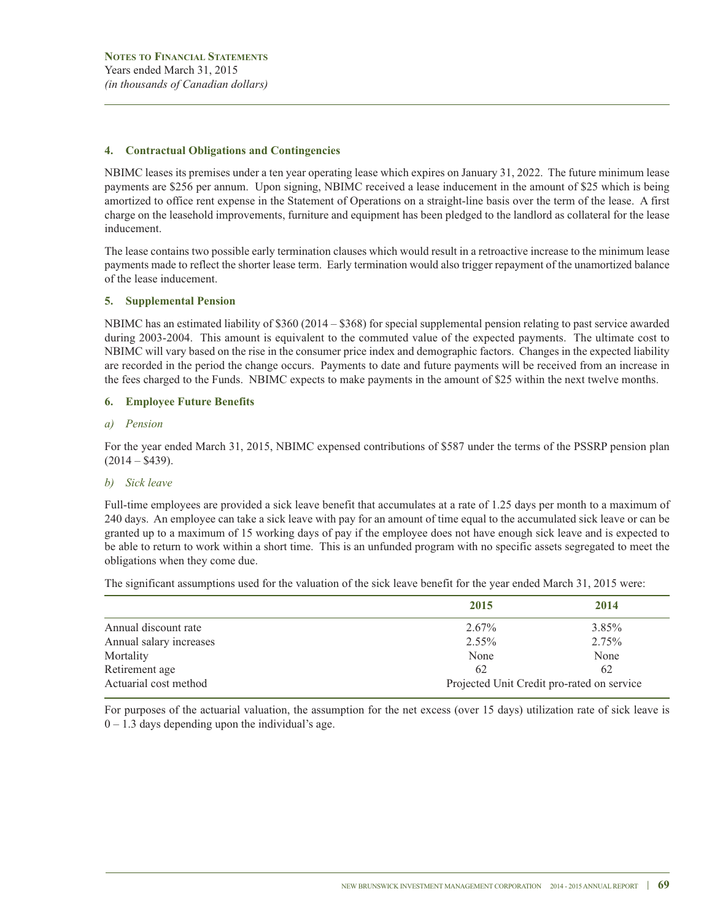**Notes to Financial Statements**
Years ended March 31, 2015
*(in thousands of Canadian dollars)*

### 4. Contractual Obligations and Contingencies

NBIMC leases its premises under a ten year operating lease which expires on January 31, 2022. The future minimum lease payments are $256 per annum. Upon signing, NBIMC received a lease inducement in the amount of $25 which is being amortized to office rent expense in the Statement of Operations on a straight-line basis over the term of the lease. A first charge on the leasehold improvements, furniture and equipment has been pledged to the landlord as collateral for the lease inducement.

The lease contains two possible early termination clauses which would result in a retroactive increase to the minimum lease payments made to reflect the shorter lease term. Early termination would also trigger repayment of the unamortized balance of the lease inducement.

### 5. Supplemental Pension

NBIMC has an estimated liability of $360 (2014 – $368) for special supplemental pension relating to past service awarded during 2003-2004. This amount is equivalent to the commuted value of the expected payments. The ultimate cost to NBIMC will vary based on the rise in the consumer price index and demographic factors. Changes in the expected liability are recorded in the period the change occurs. Payments to date and future payments will be received from an increase in the fees charged to the Funds. NBIMC expects to make payments in the amount of $25 within the next twelve months.

### 6. Employee Future Benefits

*a) Pension*

For the year ended March 31, 2015, NBIMC expensed contributions of $587 under the terms of the PSSRP pension plan (2014 – $439).

*b) Sick leave*

Full-time employees are provided a sick leave benefit that accumulates at a rate of 1.25 days per month to a maximum of 240 days. An employee can take a sick leave with pay for an amount of time equal to the accumulated sick leave or can be granted up to a maximum of 15 working days of pay if the employee does not have enough sick leave and is expected to be able to return to work within a short time. This is an unfunded program with no specific assets segregated to meet the obligations when they come due.

The significant assumptions used for the valuation of the sick leave benefit for the year ended March 31, 2015 were:

| | 2015 | 2014 |
|---|---|---|
| Annual discount rate | 2.67% | 3.85% |
| Annual salary increases | 2.55% | 2.75% |
| Mortality | None | None |
| Retirement age | 62 | 62 |
| Actuarial cost method | Projected Unit Credit pro-rated on service | |

For purposes of the actuarial valuation, the assumption for the net excess (over 15 days) utilization rate of sick leave is 0 – 1.3 days depending upon the individual's age.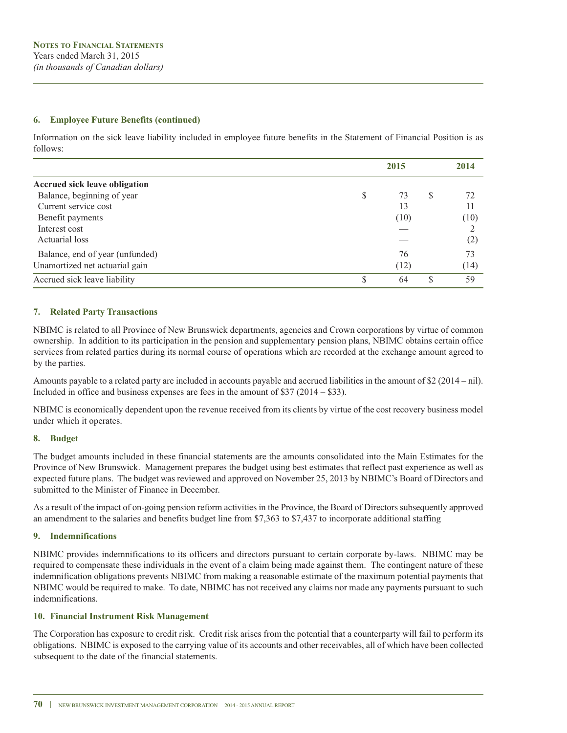### 6. Employee Future Benefits (continued)

Information on the sick leave liability included in employee future benefits in the Statement of Financial Position is as follows:

| | 2015 | 2014 |
|---|---|---|
| **Accrued sick leave obligation** | | |
| Balance, beginning of year | $ 73 | $ 72 |
| Current service cost | 13 | 11 |
| Benefit payments | (10) | (10) |
| Interest cost | — | 2 |
| Actuarial loss | — | (2) |
| Balance, end of year (unfunded) | 76 | 73 |
| Unamortized net actuarial gain | (12) | (14) |
| Accrued sick leave liability | $ 64 | $ 59 |

### 7. Related Party Transactions

NBIMC is related to all Province of New Brunswick departments, agencies and Crown corporations by virtue of common ownership. In addition to its participation in the pension and supplementary pension plans, NBIMC obtains certain office services from related parties during its normal course of operations which are recorded at the exchange amount agreed to by the parties.

Amounts payable to a related party are included in accounts payable and accrued liabilities in the amount of $2 (2014 – nil). Included in office and business expenses are fees in the amount of $37 (2014 – $33).

NBIMC is economically dependent upon the revenue received from its clients by virtue of the cost recovery business model under which it operates.

### 8. Budget

The budget amounts included in these financial statements are the amounts consolidated into the Main Estimates for the Province of New Brunswick. Management prepares the budget using best estimates that reflect past experience as well as expected future plans. The budget was reviewed and approved on November 25, 2013 by NBIMC's Board of Directors and submitted to the Minister of Finance in December.

As a result of the impact of on-going pension reform activities in the Province, the Board of Directors subsequently approved an amendment to the salaries and benefits budget line from $7,363 to $7,437 to incorporate additional staffing

### 9. Indemnifications

NBIMC provides indemnifications to its officers and directors pursuant to certain corporate by-laws. NBIMC may be required to compensate these individuals in the event of a claim being made against them. The contingent nature of these indemnification obligations prevents NBIMC from making a reasonable estimate of the maximum potential payments that NBIMC would be required to make. To date, NBIMC has not received any claims nor made any payments pursuant to such indemnifications.

### 10. Financial Instrument Risk Management

The Corporation has exposure to credit risk. Credit risk arises from the potential that a counterparty will fail to perform its obligations. NBIMC is exposed to the carrying value of its accounts and other receivables, all of which have been collected subsequent to the date of the financial statements.